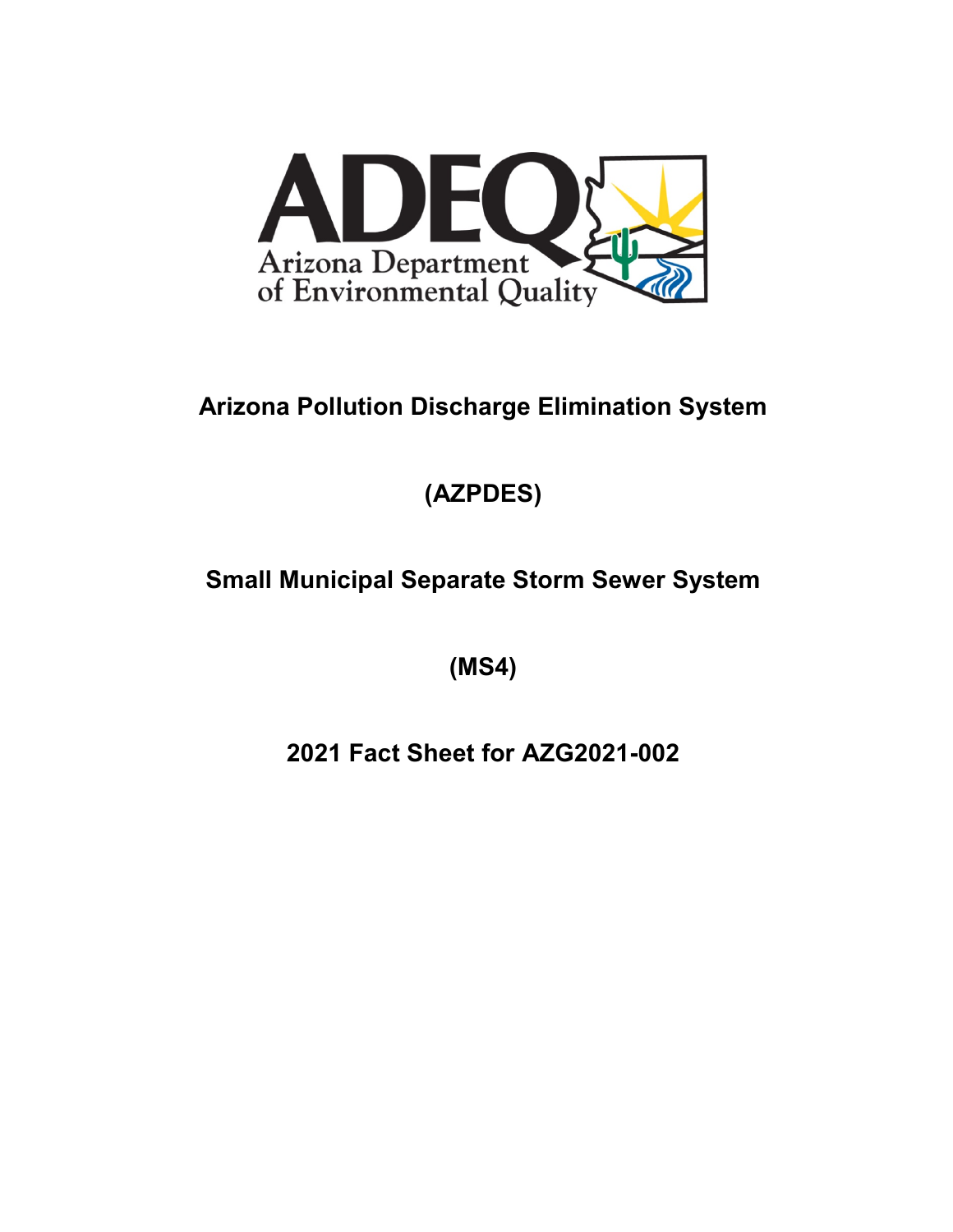ADEQ

Arizona Department of Environmental Quality

# Arizona Pollution Discharge Elimination System

# (AZPDES)

# Small Municipal Separate Storm Sewer System

# (MS4)

# 2021 Fact Sheet for AZG2021-002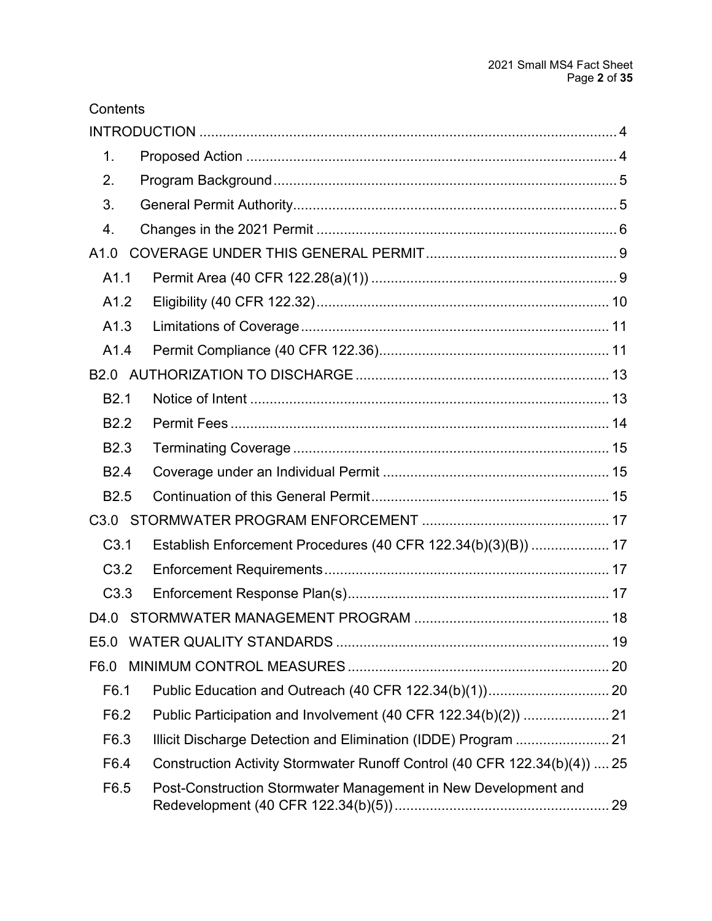Contents

INTRODUCTION ..... 4

1. Proposed Action ..... 4
2. Program Background ..... 5
3. General Permit Authority ..... 5
4. Changes in the 2021 Permit ..... 6

A1.0 COVERAGE UNDER THIS GENERAL PERMIT ..... 9

- A1.1 Permit Area (40 CFR 122.28(a)(1)) ..... 9
- A1.2 Eligibility (40 CFR 122.32) ..... 10
- A1.3 Limitations of Coverage ..... 11
- A1.4 Permit Compliance (40 CFR 122.36) ..... 11

B2.0 AUTHORIZATION TO DISCHARGE ..... 13

- B2.1 Notice of Intent ..... 13
- B2.2 Permit Fees ..... 14
- B2.3 Terminating Coverage ..... 15
- B2.4 Coverage under an Individual Permit ..... 15
- B2.5 Continuation of this General Permit ..... 15

C3.0 STORMWATER PROGRAM ENFORCEMENT ..... 17

- C3.1 Establish Enforcement Procedures (40 CFR 122.34(b)(3)(B)) ..... 17
- C3.2 Enforcement Requirements ..... 17
- C3.3 Enforcement Response Plan(s) ..... 17

D4.0 STORMWATER MANAGEMENT PROGRAM ..... 18

E5.0 WATER QUALITY STANDARDS ..... 19

F6.0 MINIMUM CONTROL MEASURES ..... 20

- F6.1 Public Education and Outreach (40 CFR 122.34(b)(1)) ..... 20
- F6.2 Public Participation and Involvement (40 CFR 122.34(b)(2)) ..... 21
- F6.3 Illicit Discharge Detection and Elimination (IDDE) Program ..... 21
- F6.4 Construction Activity Stormwater Runoff Control (40 CFR 122.34(b)(4)) ..... 25
- F6.5 Post-Construction Stormwater Management in New Development and Redevelopment (40 CFR 122.34(b)(5)) ..... 29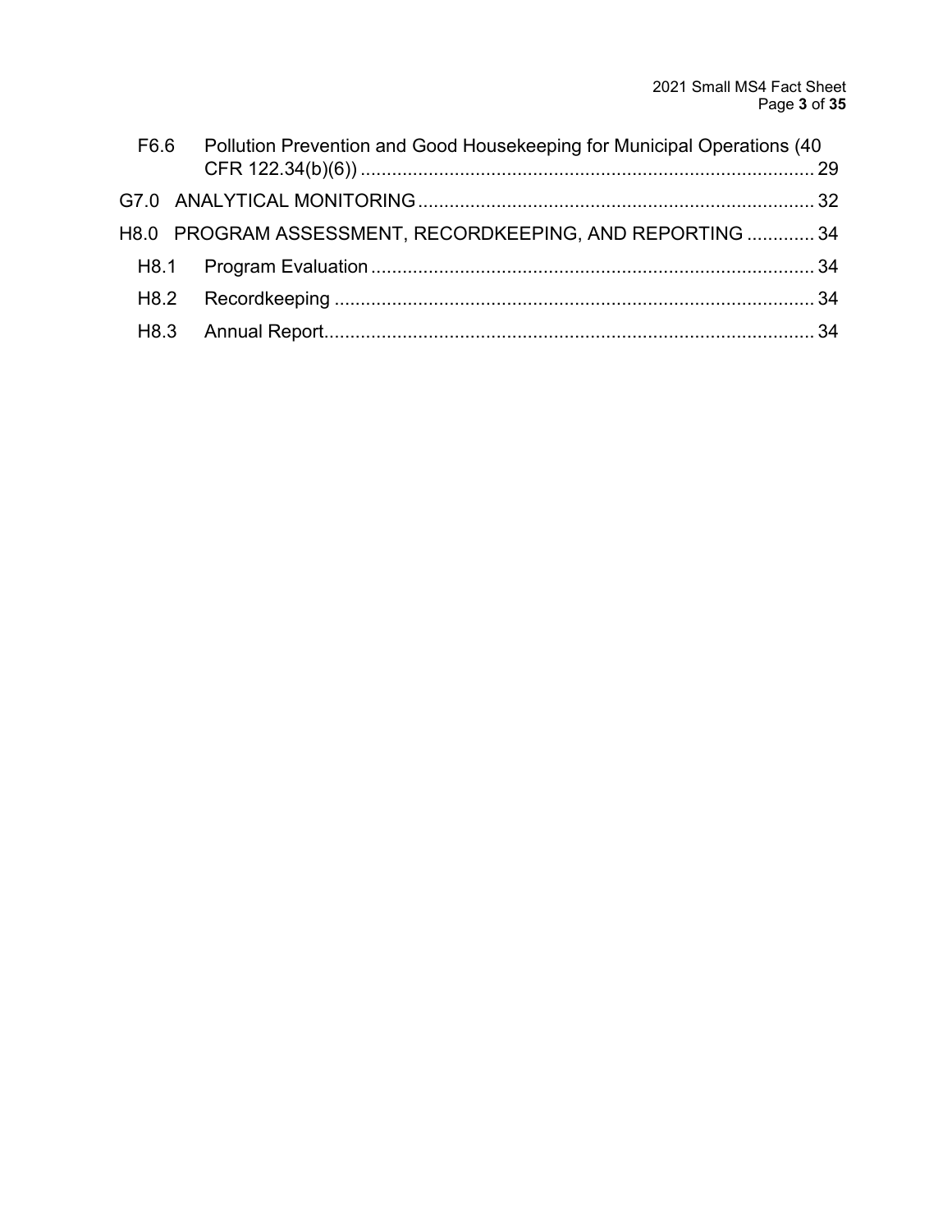F6.6 Pollution Prevention and Good Housekeeping for Municipal Operations (40 CFR 122.34(b)(6)) ........ 29

G7.0 ANALYTICAL MONITORING ........ 32

H8.0 PROGRAM ASSESSMENT, RECORDKEEPING, AND REPORTING ........ 34

H8.1 Program Evaluation ........ 34

H8.2 Recordkeeping ........ 34

H8.3 Annual Report ........ 34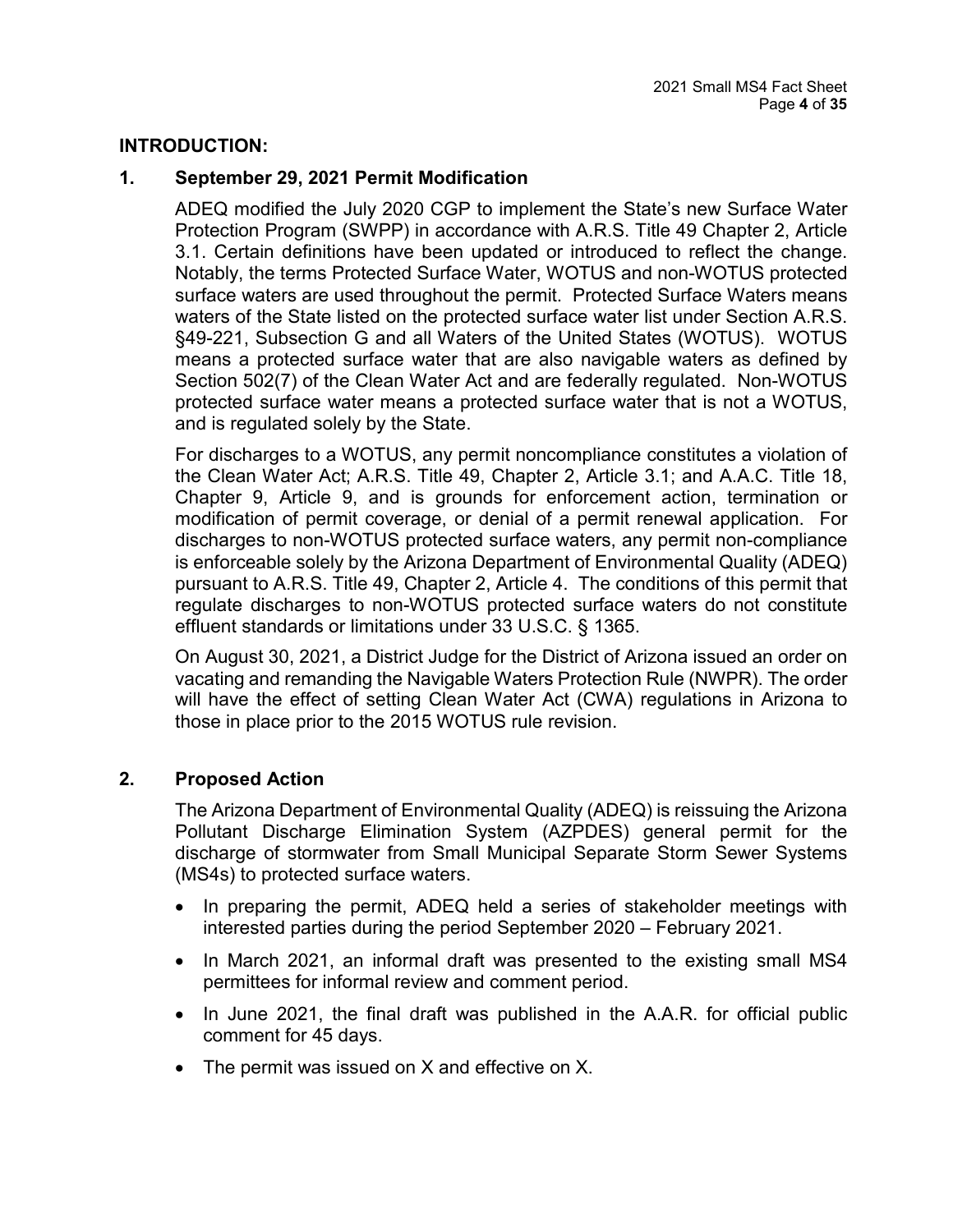## INTRODUCTION:

### 1. September 29, 2021 Permit Modification

ADEQ modified the July 2020 CGP to implement the State's new Surface Water Protection Program (SWPP) in accordance with A.R.S. Title 49 Chapter 2, Article 3.1. Certain definitions have been updated or introduced to reflect the change. Notably, the terms Protected Surface Water, WOTUS and non-WOTUS protected surface waters are used throughout the permit. Protected Surface Waters means waters of the State listed on the protected surface water list under Section A.R.S. §49-221, Subsection G and all Waters of the United States (WOTUS). WOTUS means a protected surface water that are also navigable waters as defined by Section 502(7) of the Clean Water Act and are federally regulated. Non-WOTUS protected surface water means a protected surface water that is not a WOTUS, and is regulated solely by the State.

For discharges to a WOTUS, any permit noncompliance constitutes a violation of the Clean Water Act; A.R.S. Title 49, Chapter 2, Article 3.1; and A.A.C. Title 18, Chapter 9, Article 9, and is grounds for enforcement action, termination or modification of permit coverage, or denial of a permit renewal application. For discharges to non-WOTUS protected surface waters, any permit non-compliance is enforceable solely by the Arizona Department of Environmental Quality (ADEQ) pursuant to A.R.S. Title 49, Chapter 2, Article 4. The conditions of this permit that regulate discharges to non-WOTUS protected surface waters do not constitute effluent standards or limitations under 33 U.S.C. § 1365.

On August 30, 2021, a District Judge for the District of Arizona issued an order on vacating and remanding the Navigable Waters Protection Rule (NWPR). The order will have the effect of setting Clean Water Act (CWA) regulations in Arizona to those in place prior to the 2015 WOTUS rule revision.

### 2. Proposed Action

The Arizona Department of Environmental Quality (ADEQ) is reissuing the Arizona Pollutant Discharge Elimination System (AZPDES) general permit for the discharge of stormwater from Small Municipal Separate Storm Sewer Systems (MS4s) to protected surface waters.

- In preparing the permit, ADEQ held a series of stakeholder meetings with interested parties during the period September 2020 – February 2021.
- In March 2021, an informal draft was presented to the existing small MS4 permittees for informal review and comment period.
- In June 2021, the final draft was published in the A.A.R. for official public comment for 45 days.
- The permit was issued on X and effective on X.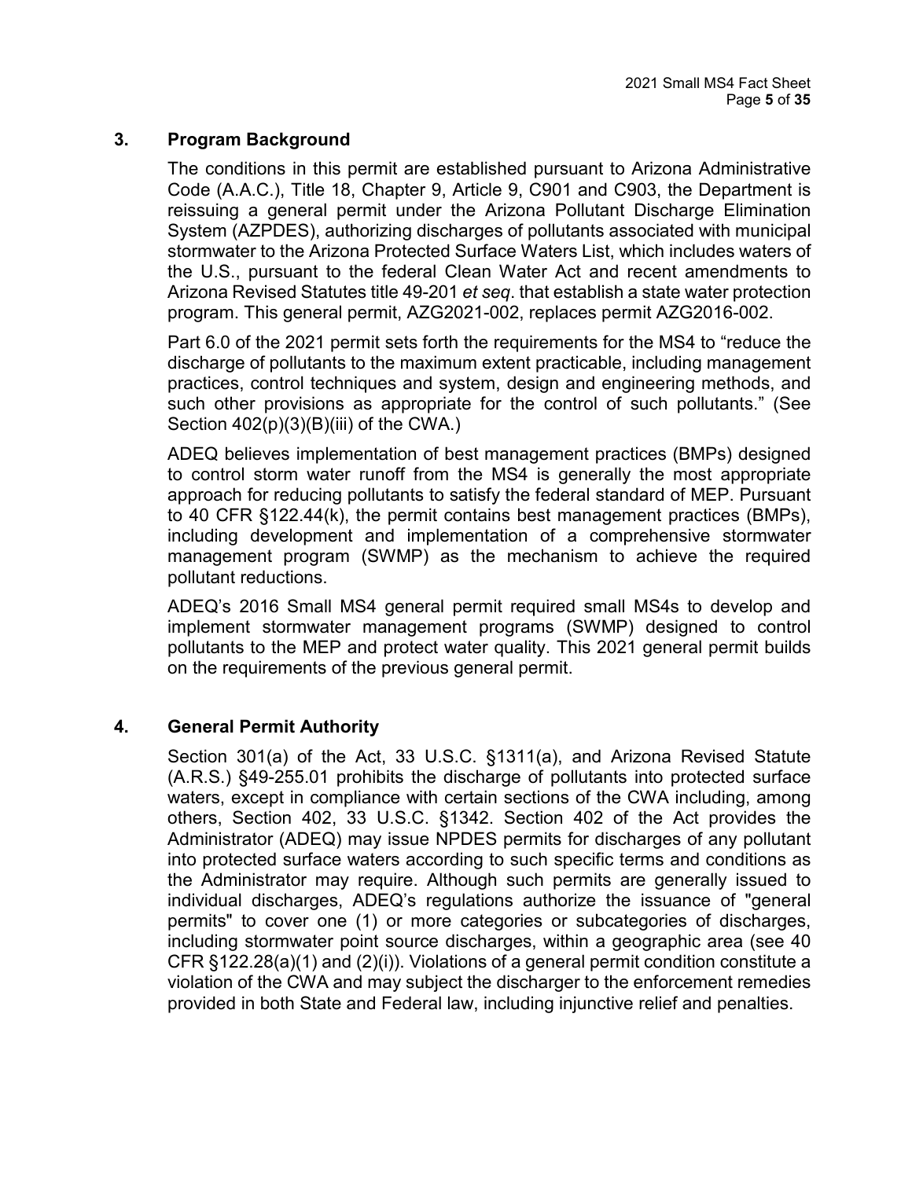## 3. Program Background

The conditions in this permit are established pursuant to Arizona Administrative Code (A.A.C.), Title 18, Chapter 9, Article 9, C901 and C903, the Department is reissuing a general permit under the Arizona Pollutant Discharge Elimination System (AZPDES), authorizing discharges of pollutants associated with municipal stormwater to the Arizona Protected Surface Waters List, which includes waters of the U.S., pursuant to the federal Clean Water Act and recent amendments to Arizona Revised Statutes title 49-201 *et seq*. that establish a state water protection program. This general permit, AZG2021-002, replaces permit AZG2016-002.

Part 6.0 of the 2021 permit sets forth the requirements for the MS4 to "reduce the discharge of pollutants to the maximum extent practicable, including management practices, control techniques and system, design and engineering methods, and such other provisions as appropriate for the control of such pollutants." (See Section 402(p)(3)(B)(iii) of the CWA.)

ADEQ believes implementation of best management practices (BMPs) designed to control storm water runoff from the MS4 is generally the most appropriate approach for reducing pollutants to satisfy the federal standard of MEP. Pursuant to 40 CFR §122.44(k), the permit contains best management practices (BMPs), including development and implementation of a comprehensive stormwater management program (SWMP) as the mechanism to achieve the required pollutant reductions.

ADEQ's 2016 Small MS4 general permit required small MS4s to develop and implement stormwater management programs (SWMP) designed to control pollutants to the MEP and protect water quality. This 2021 general permit builds on the requirements of the previous general permit.

## 4. General Permit Authority

Section 301(a) of the Act, 33 U.S.C. §1311(a), and Arizona Revised Statute (A.R.S.) §49-255.01 prohibits the discharge of pollutants into protected surface waters, except in compliance with certain sections of the CWA including, among others, Section 402, 33 U.S.C. §1342. Section 402 of the Act provides the Administrator (ADEQ) may issue NPDES permits for discharges of any pollutant into protected surface waters according to such specific terms and conditions as the Administrator may require. Although such permits are generally issued to individual discharges, ADEQ's regulations authorize the issuance of "general permits" to cover one (1) or more categories or subcategories of discharges, including stormwater point source discharges, within a geographic area (see 40 CFR §122.28(a)(1) and (2)(i)). Violations of a general permit condition constitute a violation of the CWA and may subject the discharger to the enforcement remedies provided in both State and Federal law, including injunctive relief and penalties.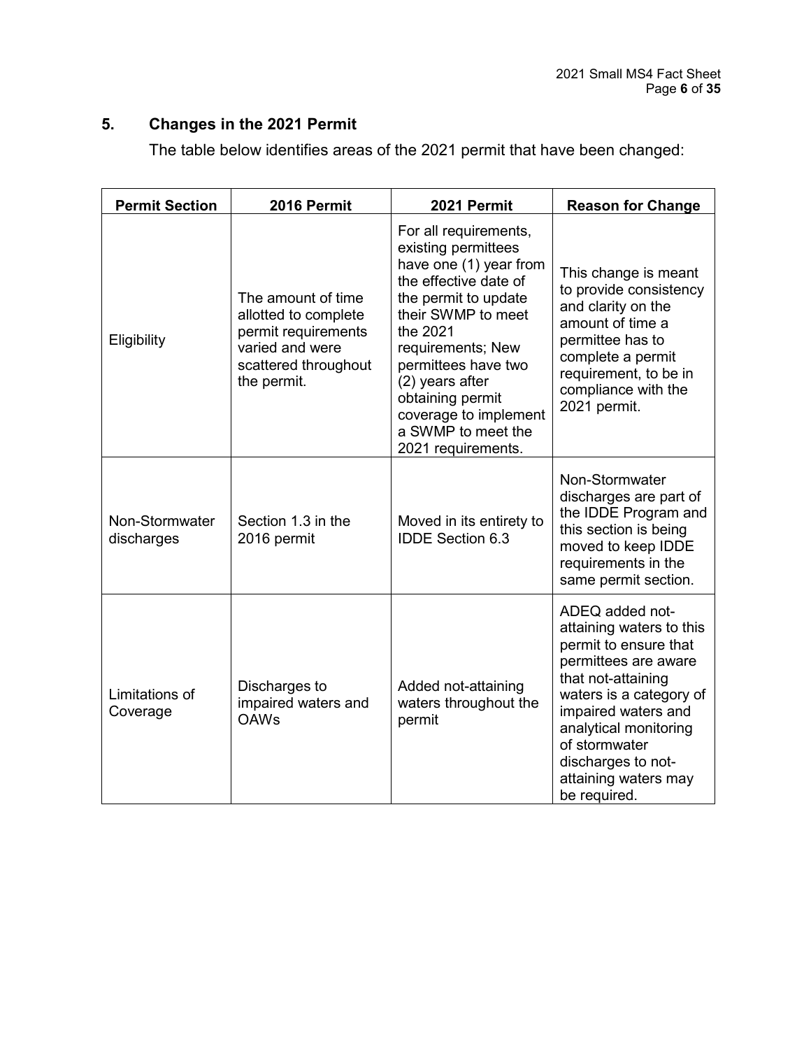## 5. Changes in the 2021 Permit

The table below identifies areas of the 2021 permit that have been changed:

| Permit Section | 2016 Permit | 2021 Permit | Reason for Change |
|---|---|---|---|
| Eligibility | The amount of time allotted to complete permit requirements varied and were scattered throughout the permit. | For all requirements, existing permittees have one (1) year from the effective date of the permit to update their SWMP to meet the 2021 requirements; New permittees have two (2) years after obtaining permit coverage to implement a SWMP to meet the 2021 requirements. | This change is meant to provide consistency and clarity on the amount of time a permittee has to complete a permit requirement, to be in compliance with the 2021 permit. |
| Non-Stormwater discharges | Section 1.3 in the 2016 permit | Moved in its entirety to IDDE Section 6.3 | Non-Stormwater discharges are part of the IDDE Program and this section is being moved to keep IDDE requirements in the same permit section. |
| Limitations of Coverage | Discharges to impaired waters and OAWs | Added not-attaining waters throughout the permit | ADEQ added not-attaining waters to this permit to ensure that permittees are aware that not-attaining waters is a category of impaired waters and analytical monitoring of stormwater discharges to not-attaining waters may be required. |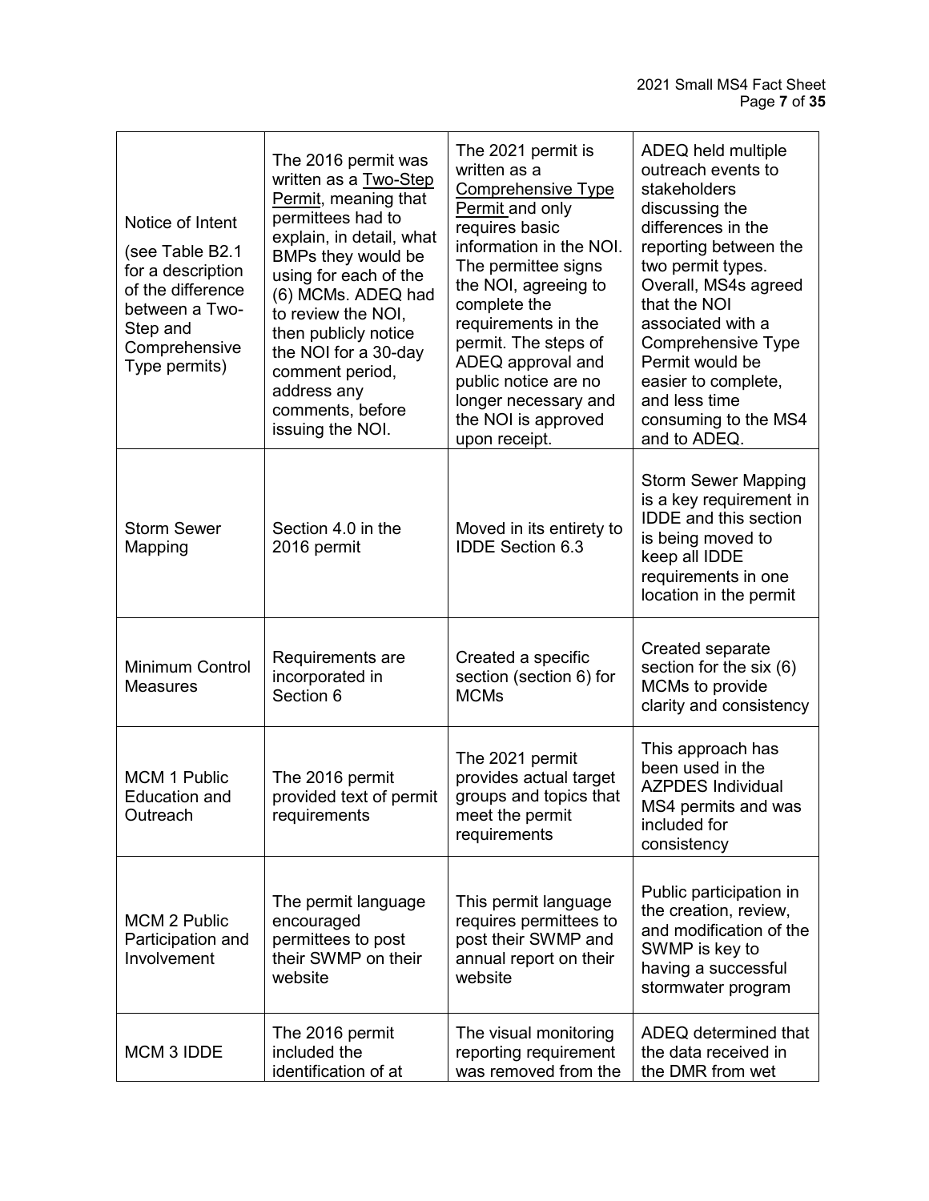| | | | |
|---|---|---|---|
| Notice of Intent (see Table B2.1 for a description of the difference between a Two-Step and Comprehensive Type permits) | The 2016 permit was written as a Two-Step Permit, meaning that permittees had to explain, in detail, what BMPs they would be using for each of the (6) MCMs. ADEQ had to review the NOI, then publicly notice the NOI for a 30-day comment period, address any comments, before issuing the NOI. | The 2021 permit is written as a Comprehensive Type Permit and only requires basic information in the NOI. The permittee signs the NOI, agreeing to complete the requirements in the permit. The steps of ADEQ approval and public notice are no longer necessary and the NOI is approved upon receipt. | ADEQ held multiple outreach events to stakeholders discussing the differences in the reporting between the two permit types. Overall, MS4s agreed that the NOI associated with a Comprehensive Type Permit would be easier to complete, and less time consuming to the MS4 and to ADEQ. |
| Storm Sewer Mapping | Section 4.0 in the 2016 permit | Moved in its entirety to IDDE Section 6.3 | Storm Sewer Mapping is a key requirement in IDDE and this section is being moved to keep all IDDE requirements in one location in the permit |
| Minimum Control Measures | Requirements are incorporated in Section 6 | Created a specific section (section 6) for MCMs | Created separate section for the six (6) MCMs to provide clarity and consistency |
| MCM 1 Public Education and Outreach | The 2016 permit provided text of permit requirements | The 2021 permit provides actual target groups and topics that meet the permit requirements | This approach has been used in the AZPDES Individual MS4 permits and was included for consistency |
| MCM 2 Public Participation and Involvement | The permit language encouraged permittees to post their SWMP on their website | This permit language requires permittees to post their SWMP and annual report on their website | Public participation in the creation, review, and modification of the SWMP is key to having a successful stormwater program |
| MCM 3 IDDE | The 2016 permit included the identification of at | The visual monitoring reporting requirement was removed from the | ADEQ determined that the data received in the DMR from wet |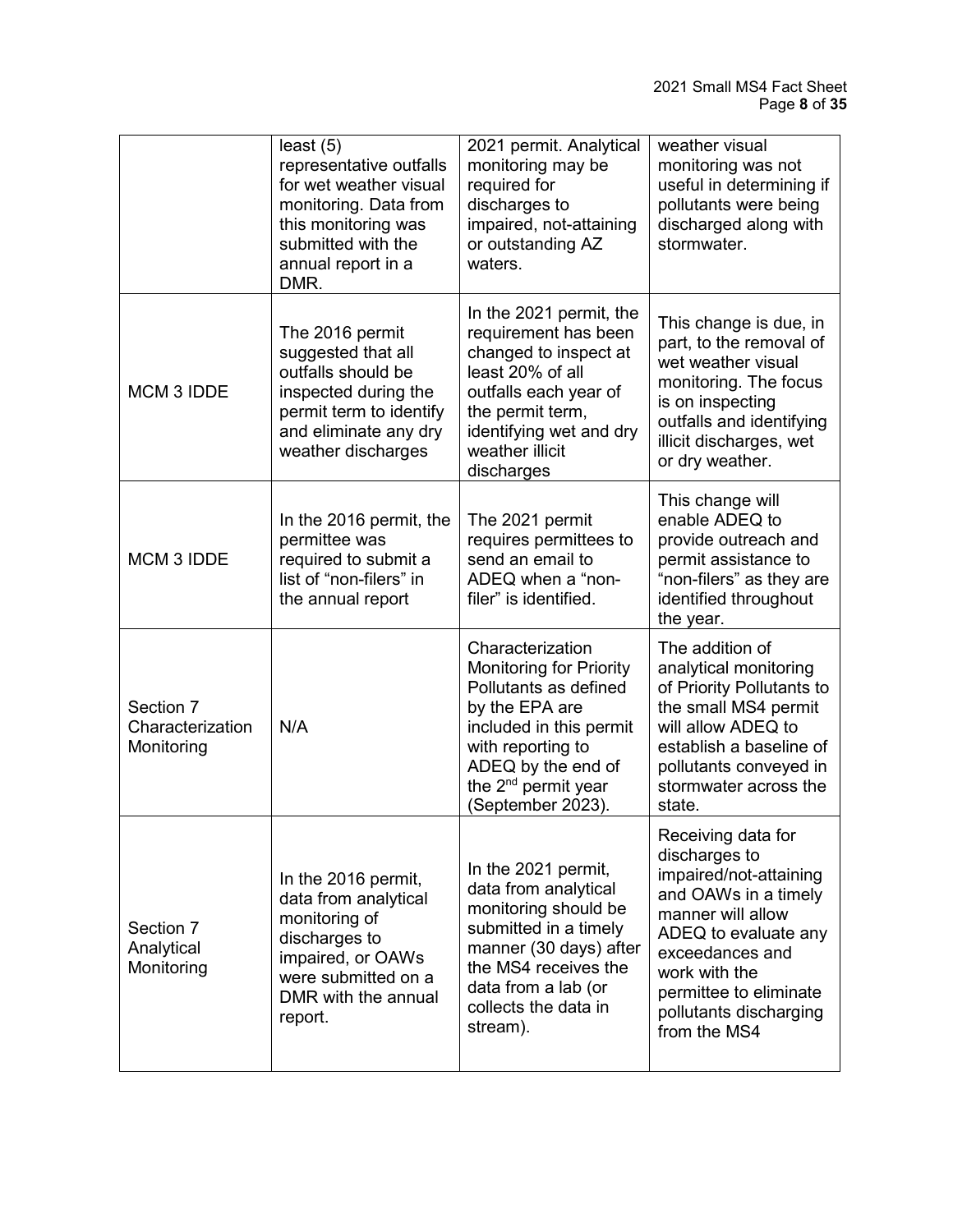| | | | |
|---|---|---|---|
| | least (5) representative outfalls for wet weather visual monitoring. Data from this monitoring was submitted with the annual report in a DMR. | 2021 permit. Analytical monitoring may be required for discharges to impaired, not-attaining or outstanding AZ waters. | weather visual monitoring was not useful in determining if pollutants were being discharged along with stormwater. |
| MCM 3 IDDE | The 2016 permit suggested that all outfalls should be inspected during the permit term to identify and eliminate any dry weather discharges | In the 2021 permit, the requirement has been changed to inspect at least 20% of all outfalls each year of the permit term, identifying wet and dry weather illicit discharges | This change is due, in part, to the removal of wet weather visual monitoring. The focus is on inspecting outfalls and identifying illicit discharges, wet or dry weather. |
| MCM 3 IDDE | In the 2016 permit, the permittee was required to submit a list of "non-filers" in the annual report | The 2021 permit requires permittees to send an email to ADEQ when a "non-filer" is identified. | This change will enable ADEQ to provide outreach and permit assistance to "non-filers" as they are identified throughout the year. |
| Section 7 Characterization Monitoring | N/A | Characterization Monitoring for Priority Pollutants as defined by the EPA are included in this permit with reporting to ADEQ by the end of the 2nd permit year (September 2023). | The addition of analytical monitoring of Priority Pollutants to the small MS4 permit will allow ADEQ to establish a baseline of pollutants conveyed in stormwater across the state. |
| Section 7 Analytical Monitoring | In the 2016 permit, data from analytical monitoring of discharges to impaired, or OAWs were submitted on a DMR with the annual report. | In the 2021 permit, data from analytical monitoring should be submitted in a timely manner (30 days) after the MS4 receives the data from a lab (or collects the data in stream). | Receiving data for discharges to impaired/not-attaining and OAWs in a timely manner will allow ADEQ to evaluate any exceedances and work with the permittee to eliminate pollutants discharging from the MS4 |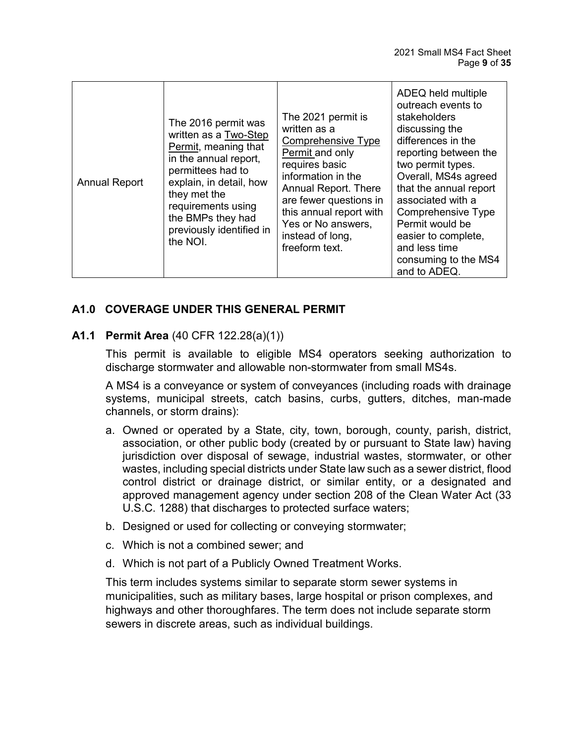| Annual Report | The 2016 permit was written as a Two-Step Permit, meaning that in the annual report, permittees had to explain, in detail, how they met the requirements using the BMPs they had previously identified in the NOI. | The 2021 permit is written as a Comprehensive Type Permit and only requires basic information in the Annual Report. There are fewer questions in this annual report with Yes or No answers, instead of long, freeform text. | ADEQ held multiple outreach events to stakeholders discussing the differences in the reporting between the two permit types. Overall, MS4s agreed that the annual report associated with a Comprehensive Type Permit would be easier to complete, and less time consuming to the MS4 and to ADEQ. |
|---|---|---|---|

## A1.0 COVERAGE UNDER THIS GENERAL PERMIT

### A1.1 Permit Area (40 CFR 122.28(a)(1))

This permit is available to eligible MS4 operators seeking authorization to discharge stormwater and allowable non-stormwater from small MS4s.

A MS4 is a conveyance or system of conveyances (including roads with drainage systems, municipal streets, catch basins, curbs, gutters, ditches, man-made channels, or storm drains):

a. Owned or operated by a State, city, town, borough, county, parish, district, association, or other public body (created by or pursuant to State law) having jurisdiction over disposal of sewage, industrial wastes, stormwater, or other wastes, including special districts under State law such as a sewer district, flood control district or drainage district, or similar entity, or a designated and approved management agency under section 208 of the Clean Water Act (33 U.S.C. 1288) that discharges to protected surface waters;

b. Designed or used for collecting or conveying stormwater;

c. Which is not a combined sewer; and

d. Which is not part of a Publicly Owned Treatment Works.

This term includes systems similar to separate storm sewer systems in municipalities, such as military bases, large hospital or prison complexes, and highways and other thoroughfares. The term does not include separate storm sewers in discrete areas, such as individual buildings.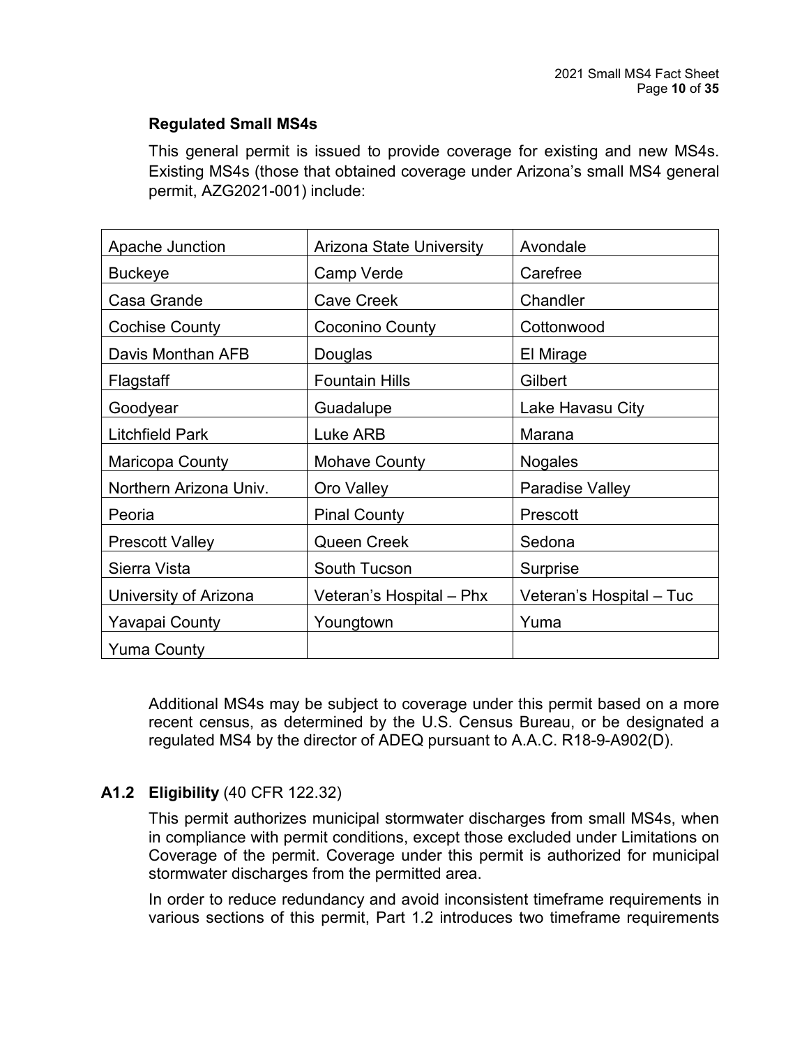### Regulated Small MS4s

This general permit is issued to provide coverage for existing and new MS4s. Existing MS4s (those that obtained coverage under Arizona's small MS4 general permit, AZG2021-001) include:

| | | |
|---|---|---|
| Apache Junction | Arizona State University | Avondale |
| Buckeye | Camp Verde | Carefree |
| Casa Grande | Cave Creek | Chandler |
| Cochise County | Coconino County | Cottonwood |
| Davis Monthan AFB | Douglas | El Mirage |
| Flagstaff | Fountain Hills | Gilbert |
| Goodyear | Guadalupe | Lake Havasu City |
| Litchfield Park | Luke ARB | Marana |
| Maricopa County | Mohave County | Nogales |
| Northern Arizona Univ. | Oro Valley | Paradise Valley |
| Peoria | Pinal County | Prescott |
| Prescott Valley | Queen Creek | Sedona |
| Sierra Vista | South Tucson | Surprise |
| University of Arizona | Veteran's Hospital – Phx | Veteran's Hospital – Tuc |
| Yavapai County | Youngtown | Yuma |
| Yuma County | | |

Additional MS4s may be subject to coverage under this permit based on a more recent census, as determined by the U.S. Census Bureau, or be designated a regulated MS4 by the director of ADEQ pursuant to A.A.C. R18-9-A902(D).

## A1.2 Eligibility (40 CFR 122.32)

This permit authorizes municipal stormwater discharges from small MS4s, when in compliance with permit conditions, except those excluded under Limitations on Coverage of the permit. Coverage under this permit is authorized for municipal stormwater discharges from the permitted area.

In order to reduce redundancy and avoid inconsistent timeframe requirements in various sections of this permit, Part 1.2 introduces two timeframe requirements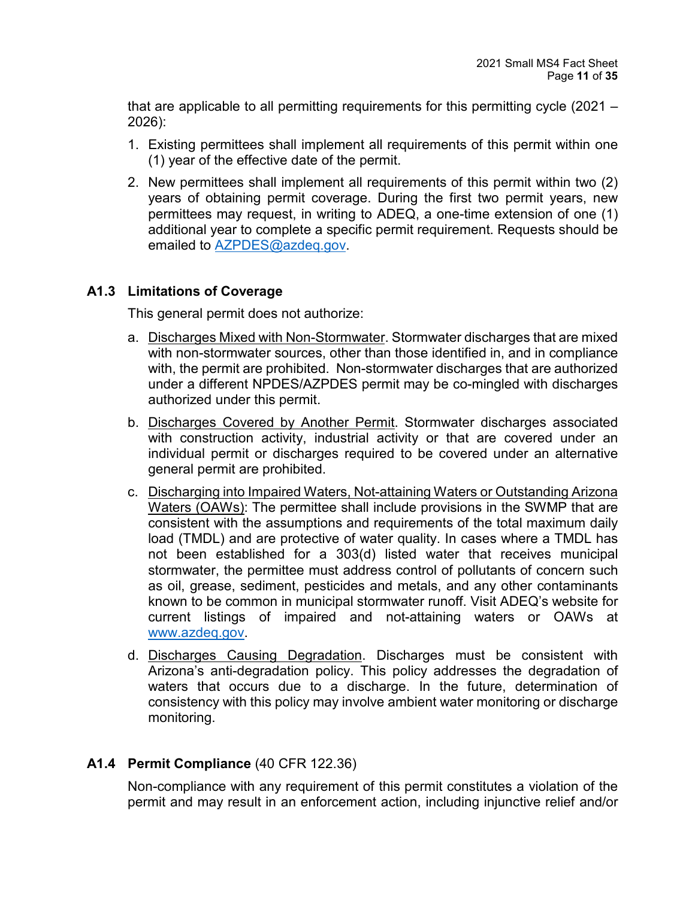that are applicable to all permitting requirements for this permitting cycle (2021 – 2026):

1. Existing permittees shall implement all requirements of this permit within one (1) year of the effective date of the permit.
2. New permittees shall implement all requirements of this permit within two (2) years of obtaining permit coverage. During the first two permit years, new permittees may request, in writing to ADEQ, a one-time extension of one (1) additional year to complete a specific permit requirement. Requests should be emailed to AZPDES@azdeq.gov.

### A1.3 Limitations of Coverage

This general permit does not authorize:

a. Discharges Mixed with Non-Stormwater. Stormwater discharges that are mixed with non-stormwater sources, other than those identified in, and in compliance with, the permit are prohibited. Non-stormwater discharges that are authorized under a different NPDES/AZPDES permit may be co-mingled with discharges authorized under this permit.

b. Discharges Covered by Another Permit. Stormwater discharges associated with construction activity, industrial activity or that are covered under an individual permit or discharges required to be covered under an alternative general permit are prohibited.

c. Discharging into Impaired Waters, Not-attaining Waters or Outstanding Arizona Waters (OAWs): The permittee shall include provisions in the SWMP that are consistent with the assumptions and requirements of the total maximum daily load (TMDL) and are protective of water quality. In cases where a TMDL has not been established for a 303(d) listed water that receives municipal stormwater, the permittee must address control of pollutants of concern such as oil, grease, sediment, pesticides and metals, and any other contaminants known to be common in municipal stormwater runoff. Visit ADEQ's website for current listings of impaired and not-attaining waters or OAWs at www.azdeq.gov.

d. Discharges Causing Degradation. Discharges must be consistent with Arizona's anti-degradation policy. This policy addresses the degradation of waters that occurs due to a discharge. In the future, determination of consistency with this policy may involve ambient water monitoring or discharge monitoring.

### A1.4 Permit Compliance (40 CFR 122.36)

Non-compliance with any requirement of this permit constitutes a violation of the permit and may result in an enforcement action, including injunctive relief and/or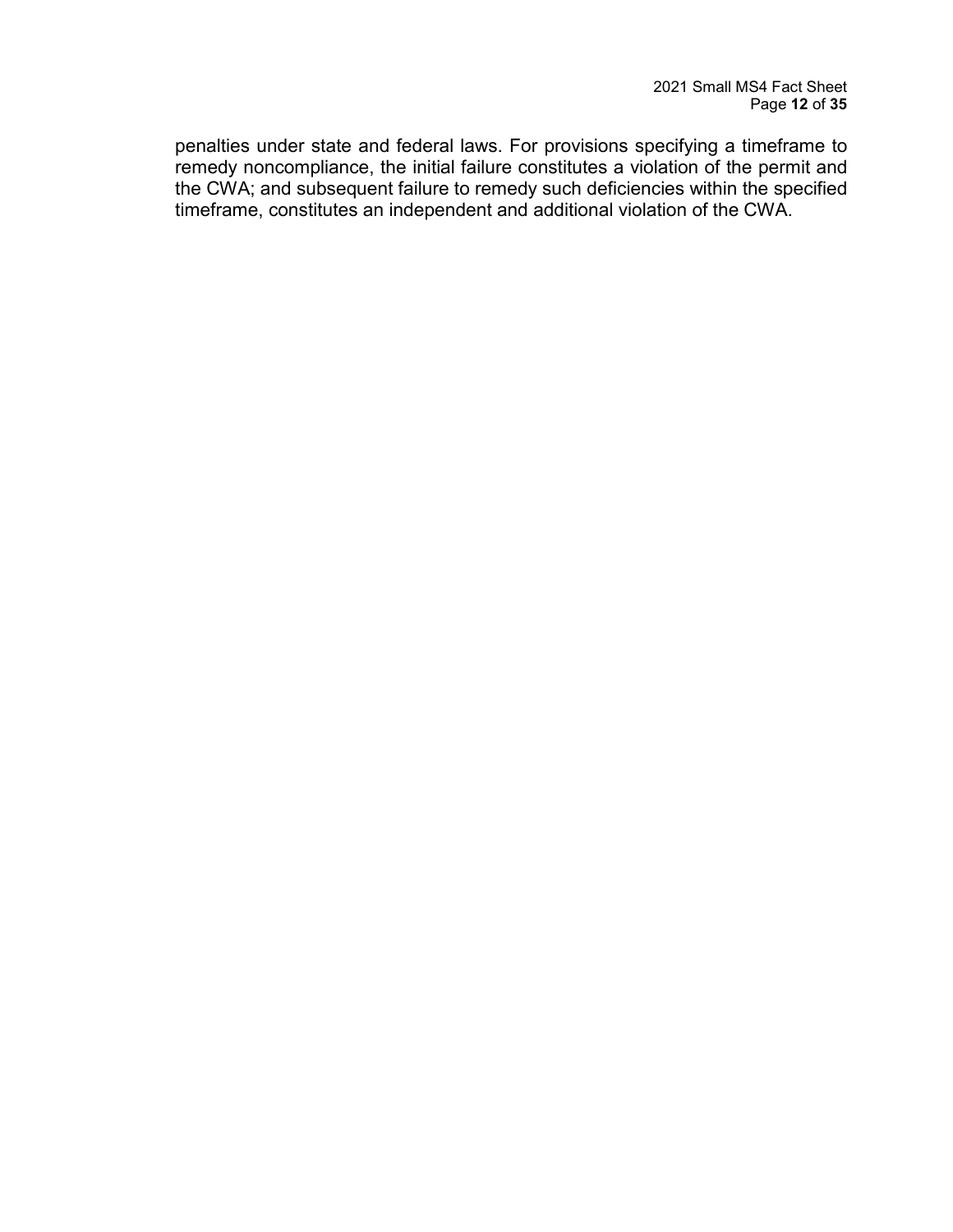penalties under state and federal laws. For provisions specifying a timeframe to remedy noncompliance, the initial failure constitutes a violation of the permit and the CWA; and subsequent failure to remedy such deficiencies within the specified timeframe, constitutes an independent and additional violation of the CWA.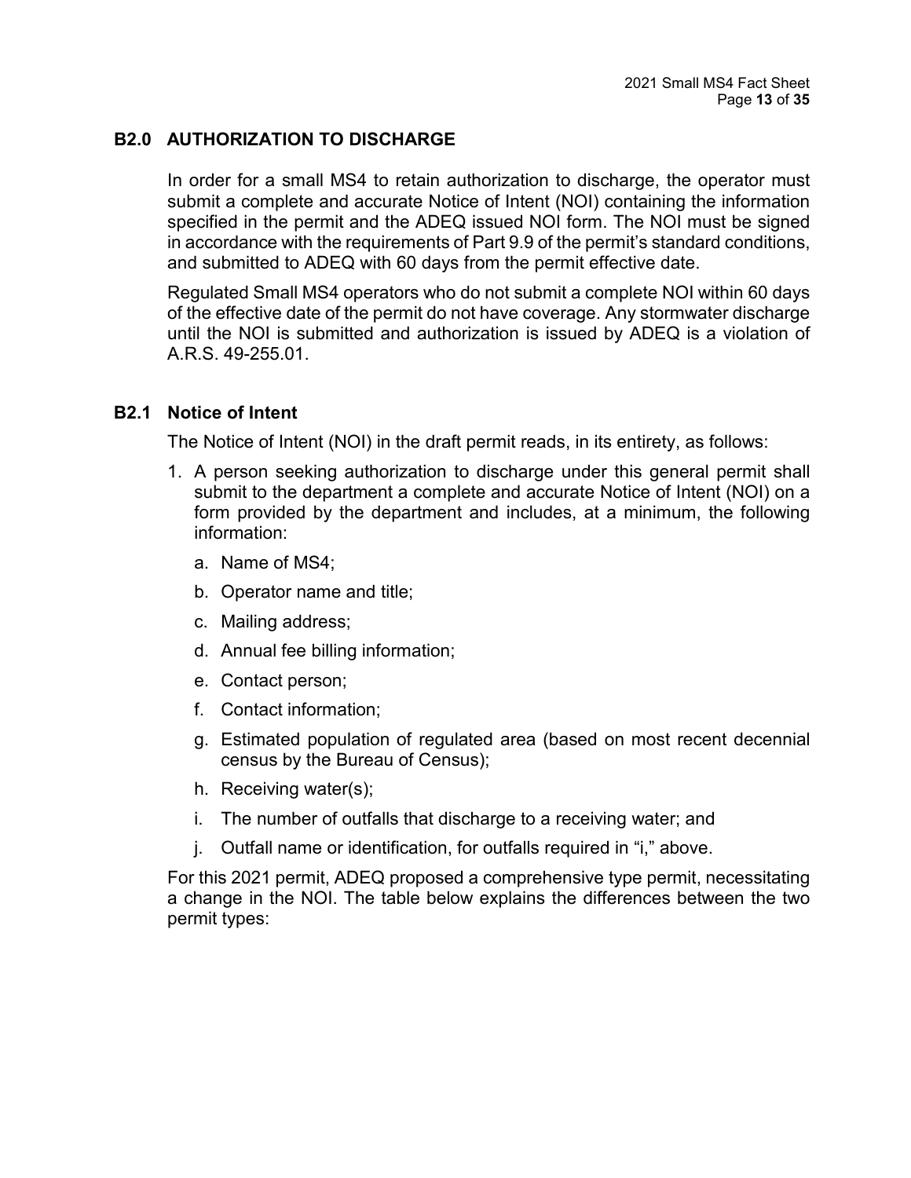## B2.0 AUTHORIZATION TO DISCHARGE

In order for a small MS4 to retain authorization to discharge, the operator must submit a complete and accurate Notice of Intent (NOI) containing the information specified in the permit and the ADEQ issued NOI form. The NOI must be signed in accordance with the requirements of Part 9.9 of the permit's standard conditions, and submitted to ADEQ with 60 days from the permit effective date.

Regulated Small MS4 operators who do not submit a complete NOI within 60 days of the effective date of the permit do not have coverage. Any stormwater discharge until the NOI is submitted and authorization is issued by ADEQ is a violation of A.R.S. 49-255.01.

### B2.1 Notice of Intent

The Notice of Intent (NOI) in the draft permit reads, in its entirety, as follows:

1. A person seeking authorization to discharge under this general permit shall submit to the department a complete and accurate Notice of Intent (NOI) on a form provided by the department and includes, at a minimum, the following information:
   a. Name of MS4;
   b. Operator name and title;
   c. Mailing address;
   d. Annual fee billing information;
   e. Contact person;
   f. Contact information;
   g. Estimated population of regulated area (based on most recent decennial census by the Bureau of Census);
   h. Receiving water(s);
   i. The number of outfalls that discharge to a receiving water; and
   j. Outfall name or identification, for outfalls required in "i," above.

For this 2021 permit, ADEQ proposed a comprehensive type permit, necessitating a change in the NOI. The table below explains the differences between the two permit types: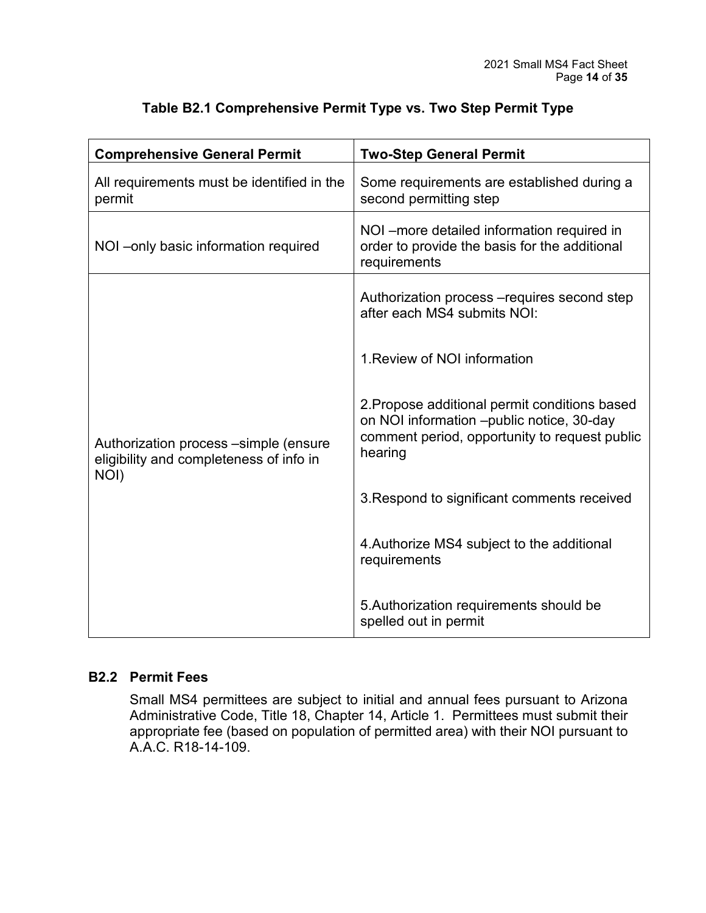**Table B2.1 Comprehensive Permit Type vs. Two Step Permit Type**

| Comprehensive General Permit | Two-Step General Permit |
|---|---|
| All requirements must be identified in the permit | Some requirements are established during a second permitting step |
| NOI –only basic information required | NOI –more detailed information required in order to provide the basis for the additional requirements |
| Authorization process –simple (ensure eligibility and completeness of info in NOI) | Authorization process –requires second step after each MS4 submits NOI:<br><br>1.Review of NOI information<br><br>2.Propose additional permit conditions based on NOI information –public notice, 30-day comment period, opportunity to request public hearing<br><br>3.Respond to significant comments received<br><br>4.Authorize MS4 subject to the additional requirements<br><br>5.Authorization requirements should be spelled out in permit |

### B2.2 Permit Fees

Small MS4 permittees are subject to initial and annual fees pursuant to Arizona Administrative Code, Title 18, Chapter 14, Article 1. Permittees must submit their appropriate fee (based on population of permitted area) with their NOI pursuant to A.A.C. R18-14-109.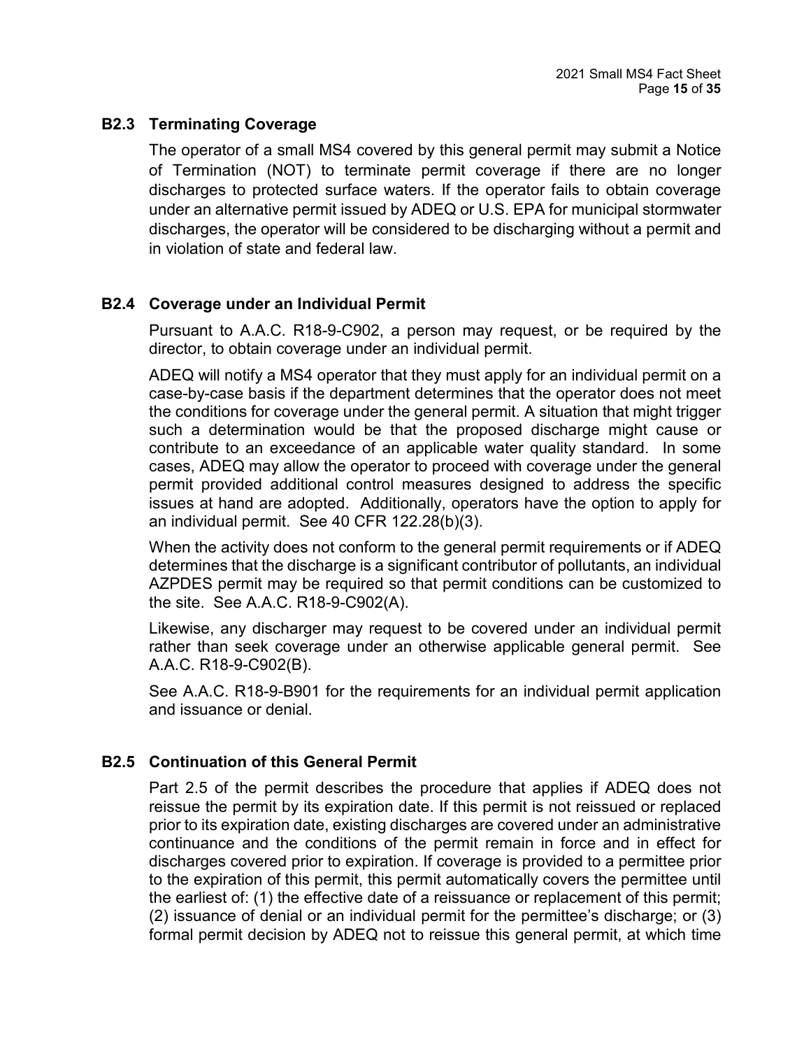### B2.3 Terminating Coverage

The operator of a small MS4 covered by this general permit may submit a Notice of Termination (NOT) to terminate permit coverage if there are no longer discharges to protected surface waters. If the operator fails to obtain coverage under an alternative permit issued by ADEQ or U.S. EPA for municipal stormwater discharges, the operator will be considered to be discharging without a permit and in violation of state and federal law.

### B2.4 Coverage under an Individual Permit

Pursuant to A.A.C. R18-9-C902, a person may request, or be required by the director, to obtain coverage under an individual permit.

ADEQ will notify a MS4 operator that they must apply for an individual permit on a case-by-case basis if the department determines that the operator does not meet the conditions for coverage under the general permit. A situation that might trigger such a determination would be that the proposed discharge might cause or contribute to an exceedance of an applicable water quality standard. In some cases, ADEQ may allow the operator to proceed with coverage under the general permit provided additional control measures designed to address the specific issues at hand are adopted. Additionally, operators have the option to apply for an individual permit. See 40 CFR 122.28(b)(3).

When the activity does not conform to the general permit requirements or if ADEQ determines that the discharge is a significant contributor of pollutants, an individual AZPDES permit may be required so that permit conditions can be customized to the site. See A.A.C. R18-9-C902(A).

Likewise, any discharger may request to be covered under an individual permit rather than seek coverage under an otherwise applicable general permit. See A.A.C. R18-9-C902(B).

See A.A.C. R18-9-B901 for the requirements for an individual permit application and issuance or denial.

### B2.5 Continuation of this General Permit

Part 2.5 of the permit describes the procedure that applies if ADEQ does not reissue the permit by its expiration date. If this permit is not reissued or replaced prior to its expiration date, existing discharges are covered under an administrative continuance and the conditions of the permit remain in force and in effect for discharges covered prior to expiration. If coverage is provided to a permittee prior to the expiration of this permit, this permit automatically covers the permittee until the earliest of: (1) the effective date of a reissuance or replacement of this permit; (2) issuance of denial or an individual permit for the permittee's discharge; or (3) formal permit decision by ADEQ not to reissue this general permit, at which time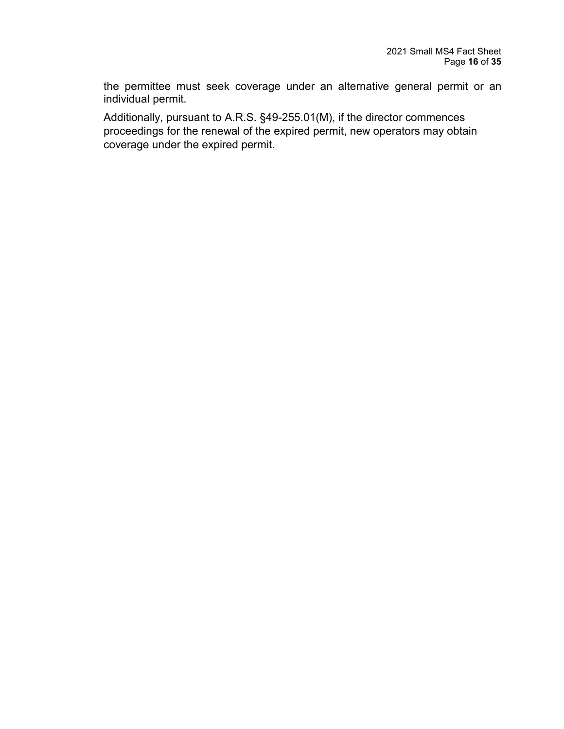the permittee must seek coverage under an alternative general permit or an individual permit.

Additionally, pursuant to A.R.S. §49-255.01(M), if the director commences proceedings for the renewal of the expired permit, new operators may obtain coverage under the expired permit.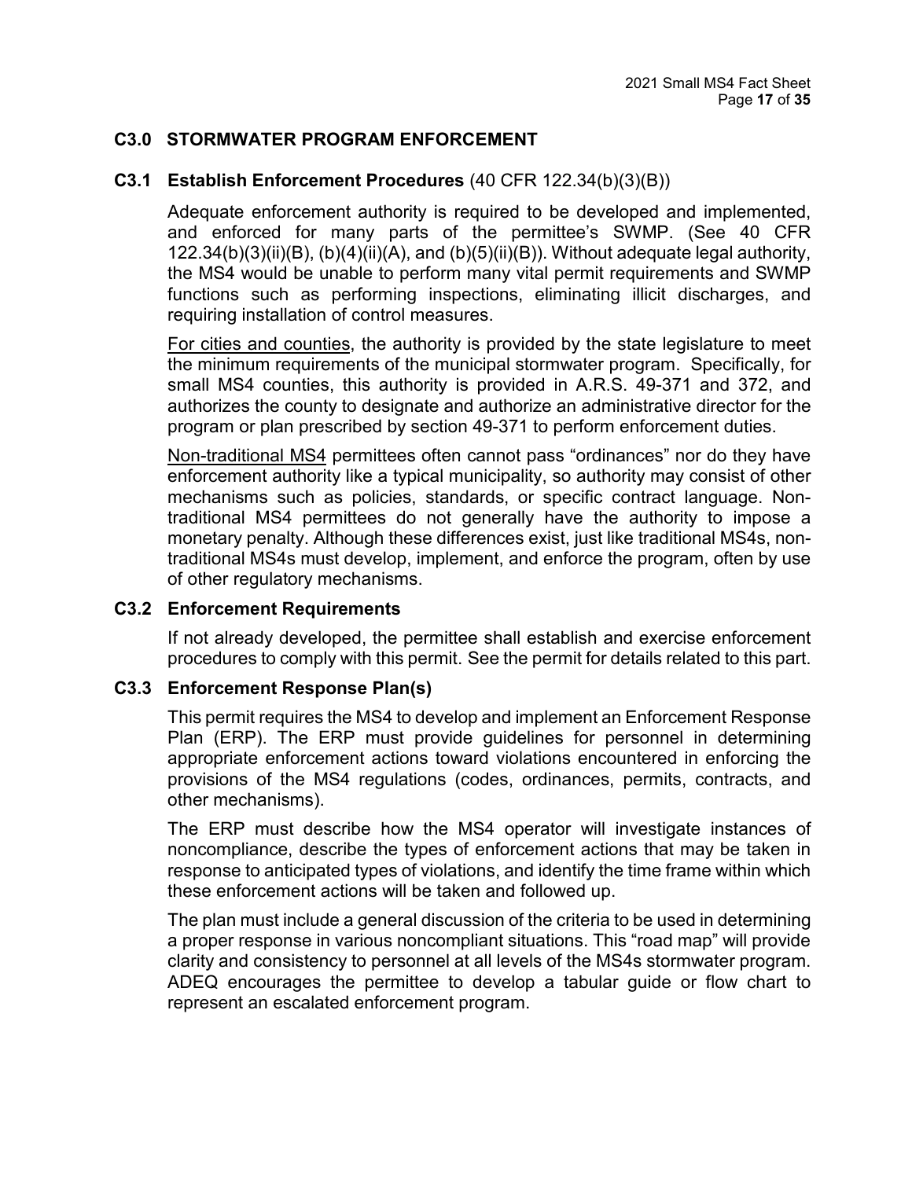## C3.0 STORMWATER PROGRAM ENFORCEMENT

### C3.1 Establish Enforcement Procedures (40 CFR 122.34(b)(3)(B))

Adequate enforcement authority is required to be developed and implemented, and enforced for many parts of the permittee's SWMP. (See 40 CFR 122.34(b)(3)(ii)(B), (b)(4)(ii)(A), and (b)(5)(ii)(B)). Without adequate legal authority, the MS4 would be unable to perform many vital permit requirements and SWMP functions such as performing inspections, eliminating illicit discharges, and requiring installation of control measures.

<u>For cities and counties</u>, the authority is provided by the state legislature to meet the minimum requirements of the municipal stormwater program. Specifically, for small MS4 counties, this authority is provided in A.R.S. 49-371 and 372, and authorizes the county to designate and authorize an administrative director for the program or plan prescribed by section 49-371 to perform enforcement duties.

<u>Non-traditional MS4</u> permittees often cannot pass "ordinances" nor do they have enforcement authority like a typical municipality, so authority may consist of other mechanisms such as policies, standards, or specific contract language. Non-traditional MS4 permittees do not generally have the authority to impose a monetary penalty. Although these differences exist, just like traditional MS4s, non-traditional MS4s must develop, implement, and enforce the program, often by use of other regulatory mechanisms.

### C3.2 Enforcement Requirements

If not already developed, the permittee shall establish and exercise enforcement procedures to comply with this permit. See the permit for details related to this part.

### C3.3 Enforcement Response Plan(s)

This permit requires the MS4 to develop and implement an Enforcement Response Plan (ERP). The ERP must provide guidelines for personnel in determining appropriate enforcement actions toward violations encountered in enforcing the provisions of the MS4 regulations (codes, ordinances, permits, contracts, and other mechanisms).

The ERP must describe how the MS4 operator will investigate instances of noncompliance, describe the types of enforcement actions that may be taken in response to anticipated types of violations, and identify the time frame within which these enforcement actions will be taken and followed up.

The plan must include a general discussion of the criteria to be used in determining a proper response in various noncompliant situations. This "road map" will provide clarity and consistency to personnel at all levels of the MS4s stormwater program. ADEQ encourages the permittee to develop a tabular guide or flow chart to represent an escalated enforcement program.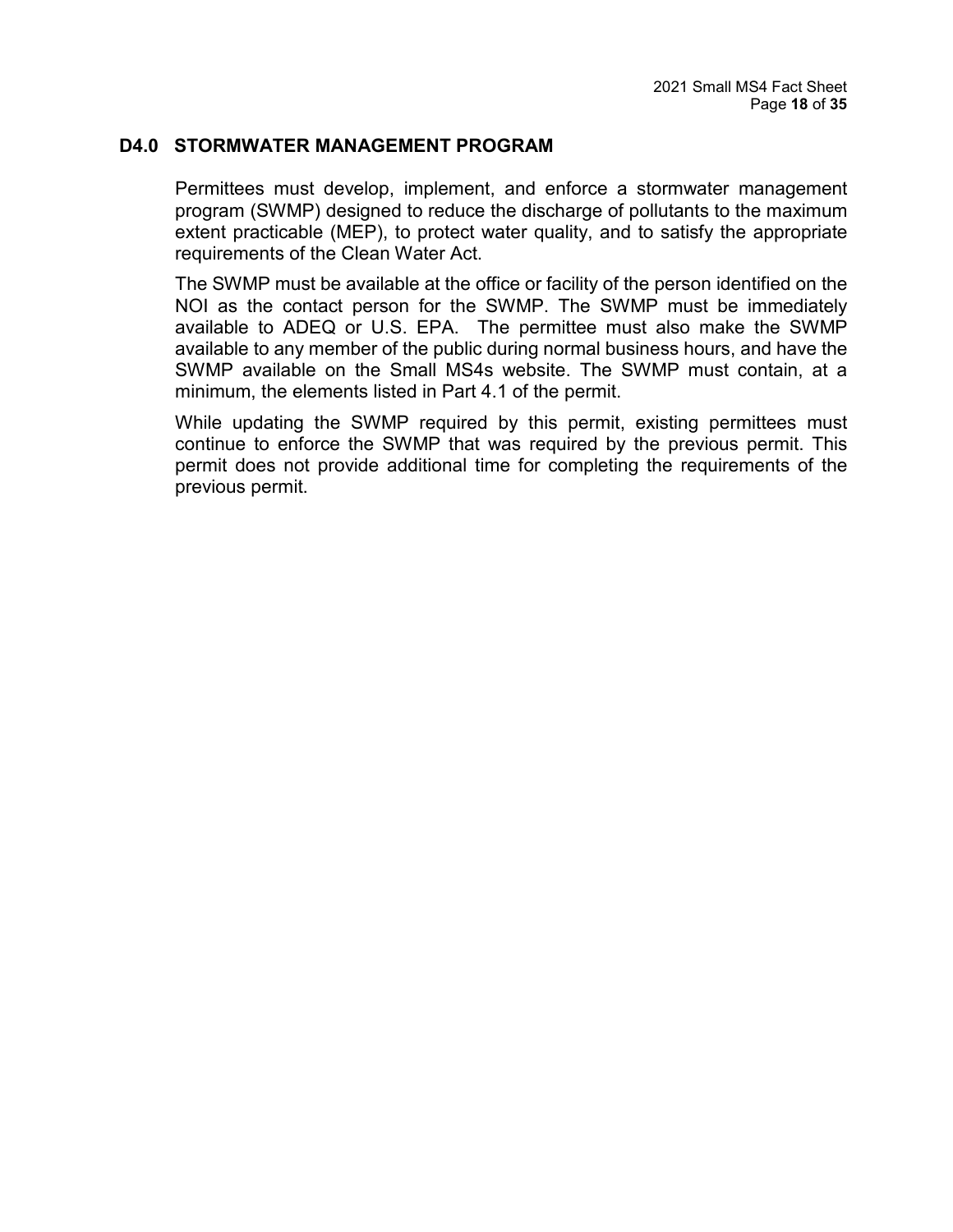## D4.0 STORMWATER MANAGEMENT PROGRAM

Permittees must develop, implement, and enforce a stormwater management program (SWMP) designed to reduce the discharge of pollutants to the maximum extent practicable (MEP), to protect water quality, and to satisfy the appropriate requirements of the Clean Water Act.

The SWMP must be available at the office or facility of the person identified on the NOI as the contact person for the SWMP. The SWMP must be immediately available to ADEQ or U.S. EPA. The permittee must also make the SWMP available to any member of the public during normal business hours, and have the SWMP available on the Small MS4s website. The SWMP must contain, at a minimum, the elements listed in Part 4.1 of the permit.

While updating the SWMP required by this permit, existing permittees must continue to enforce the SWMP that was required by the previous permit. This permit does not provide additional time for completing the requirements of the previous permit.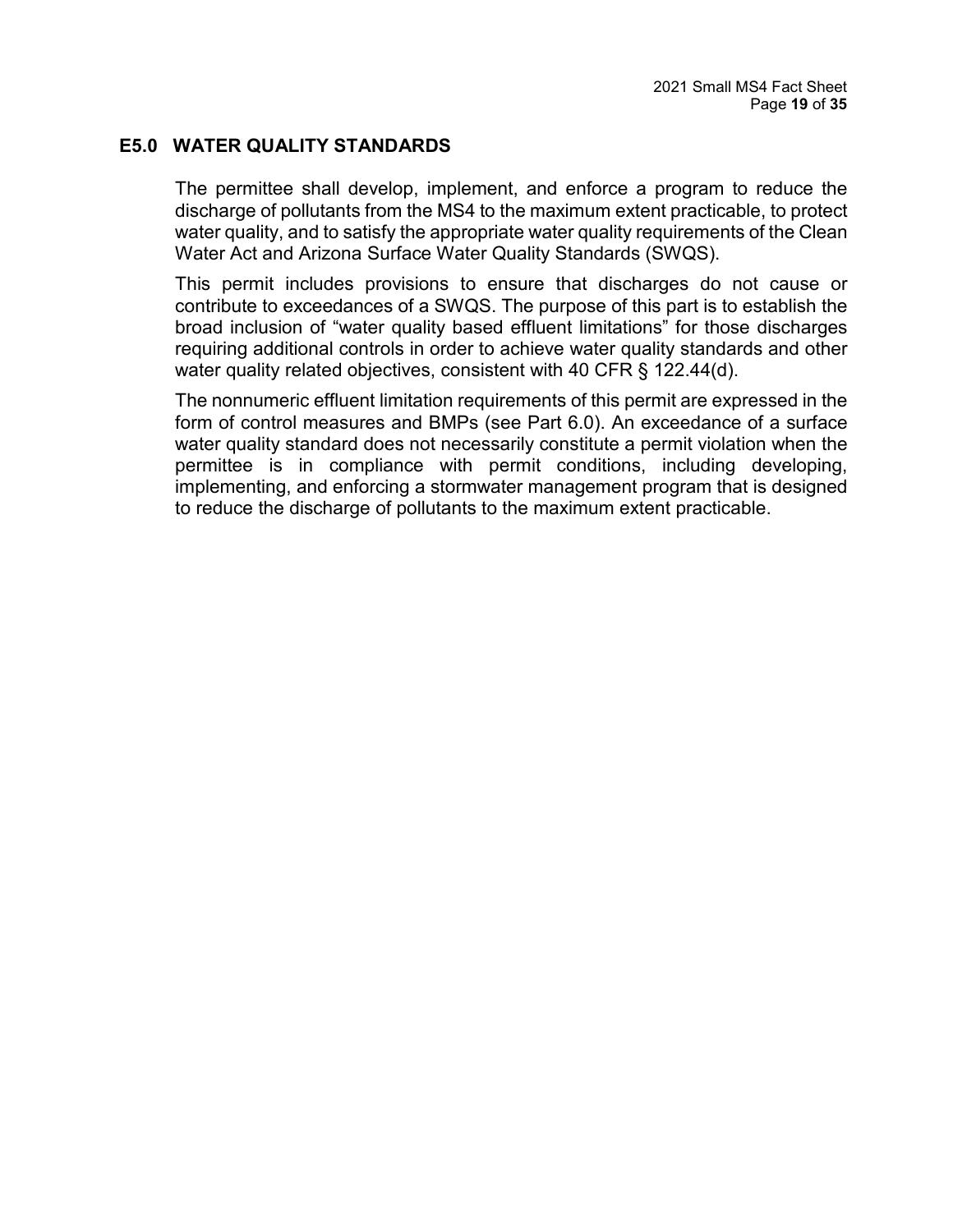## E5.0 WATER QUALITY STANDARDS

The permittee shall develop, implement, and enforce a program to reduce the discharge of pollutants from the MS4 to the maximum extent practicable, to protect water quality, and to satisfy the appropriate water quality requirements of the Clean Water Act and Arizona Surface Water Quality Standards (SWQS).

This permit includes provisions to ensure that discharges do not cause or contribute to exceedances of a SWQS. The purpose of this part is to establish the broad inclusion of "water quality based effluent limitations" for those discharges requiring additional controls in order to achieve water quality standards and other water quality related objectives, consistent with 40 CFR § 122.44(d).

The nonnumeric effluent limitation requirements of this permit are expressed in the form of control measures and BMPs (see Part 6.0). An exceedance of a surface water quality standard does not necessarily constitute a permit violation when the permittee is in compliance with permit conditions, including developing, implementing, and enforcing a stormwater management program that is designed to reduce the discharge of pollutants to the maximum extent practicable.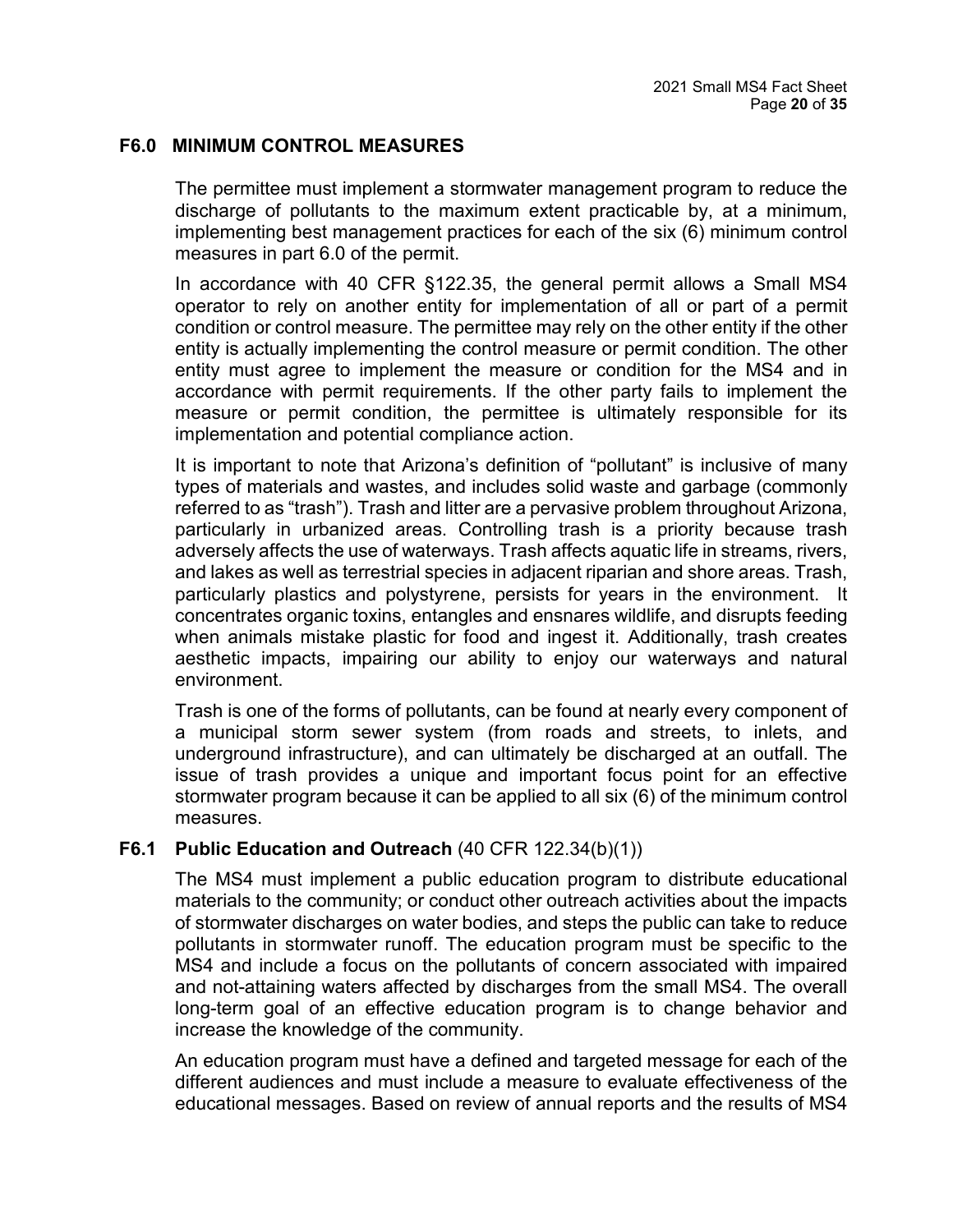## F6.0 MINIMUM CONTROL MEASURES

The permittee must implement a stormwater management program to reduce the discharge of pollutants to the maximum extent practicable by, at a minimum, implementing best management practices for each of the six (6) minimum control measures in part 6.0 of the permit.

In accordance with 40 CFR §122.35, the general permit allows a Small MS4 operator to rely on another entity for implementation of all or part of a permit condition or control measure. The permittee may rely on the other entity if the other entity is actually implementing the control measure or permit condition. The other entity must agree to implement the measure or condition for the MS4 and in accordance with permit requirements. If the other party fails to implement the measure or permit condition, the permittee is ultimately responsible for its implementation and potential compliance action.

It is important to note that Arizona's definition of "pollutant" is inclusive of many types of materials and wastes, and includes solid waste and garbage (commonly referred to as "trash"). Trash and litter are a pervasive problem throughout Arizona, particularly in urbanized areas. Controlling trash is a priority because trash adversely affects the use of waterways. Trash affects aquatic life in streams, rivers, and lakes as well as terrestrial species in adjacent riparian and shore areas. Trash, particularly plastics and polystyrene, persists for years in the environment. It concentrates organic toxins, entangles and ensnares wildlife, and disrupts feeding when animals mistake plastic for food and ingest it. Additionally, trash creates aesthetic impacts, impairing our ability to enjoy our waterways and natural environment.

Trash is one of the forms of pollutants, can be found at nearly every component of a municipal storm sewer system (from roads and streets, to inlets, and underground infrastructure), and can ultimately be discharged at an outfall. The issue of trash provides a unique and important focus point for an effective stormwater program because it can be applied to all six (6) of the minimum control measures.

### F6.1 Public Education and Outreach (40 CFR 122.34(b)(1))

The MS4 must implement a public education program to distribute educational materials to the community; or conduct other outreach activities about the impacts of stormwater discharges on water bodies, and steps the public can take to reduce pollutants in stormwater runoff. The education program must be specific to the MS4 and include a focus on the pollutants of concern associated with impaired and not-attaining waters affected by discharges from the small MS4. The overall long-term goal of an effective education program is to change behavior and increase the knowledge of the community.

An education program must have a defined and targeted message for each of the different audiences and must include a measure to evaluate effectiveness of the educational messages. Based on review of annual reports and the results of MS4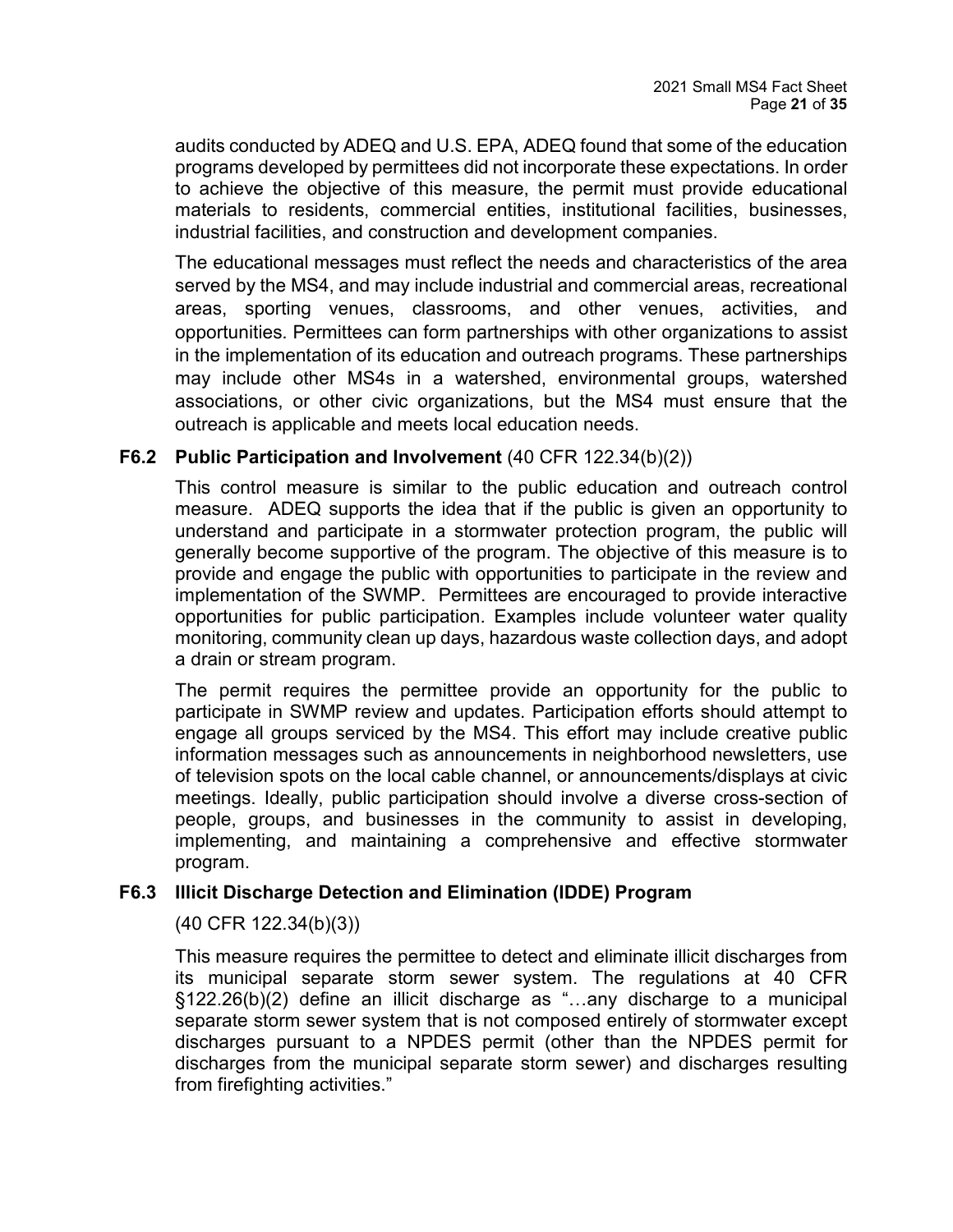audits conducted by ADEQ and U.S. EPA, ADEQ found that some of the education programs developed by permittees did not incorporate these expectations. In order to achieve the objective of this measure, the permit must provide educational materials to residents, commercial entities, institutional facilities, businesses, industrial facilities, and construction and development companies.

The educational messages must reflect the needs and characteristics of the area served by the MS4, and may include industrial and commercial areas, recreational areas, sporting venues, classrooms, and other venues, activities, and opportunities. Permittees can form partnerships with other organizations to assist in the implementation of its education and outreach programs. These partnerships may include other MS4s in a watershed, environmental groups, watershed associations, or other civic organizations, but the MS4 must ensure that the outreach is applicable and meets local education needs.

### F6.2 Public Participation and Involvement (40 CFR 122.34(b)(2))

This control measure is similar to the public education and outreach control measure. ADEQ supports the idea that if the public is given an opportunity to understand and participate in a stormwater protection program, the public will generally become supportive of the program. The objective of this measure is to provide and engage the public with opportunities to participate in the review and implementation of the SWMP. Permittees are encouraged to provide interactive opportunities for public participation. Examples include volunteer water quality monitoring, community clean up days, hazardous waste collection days, and adopt a drain or stream program.

The permit requires the permittee provide an opportunity for the public to participate in SWMP review and updates. Participation efforts should attempt to engage all groups serviced by the MS4. This effort may include creative public information messages such as announcements in neighborhood newsletters, use of television spots on the local cable channel, or announcements/displays at civic meetings. Ideally, public participation should involve a diverse cross-section of people, groups, and businesses in the community to assist in developing, implementing, and maintaining a comprehensive and effective stormwater program.

### F6.3 Illicit Discharge Detection and Elimination (IDDE) Program

(40 CFR 122.34(b)(3))

This measure requires the permittee to detect and eliminate illicit discharges from its municipal separate storm sewer system. The regulations at 40 CFR §122.26(b)(2) define an illicit discharge as "…any discharge to a municipal separate storm sewer system that is not composed entirely of stormwater except discharges pursuant to a NPDES permit (other than the NPDES permit for discharges from the municipal separate storm sewer) and discharges resulting from firefighting activities."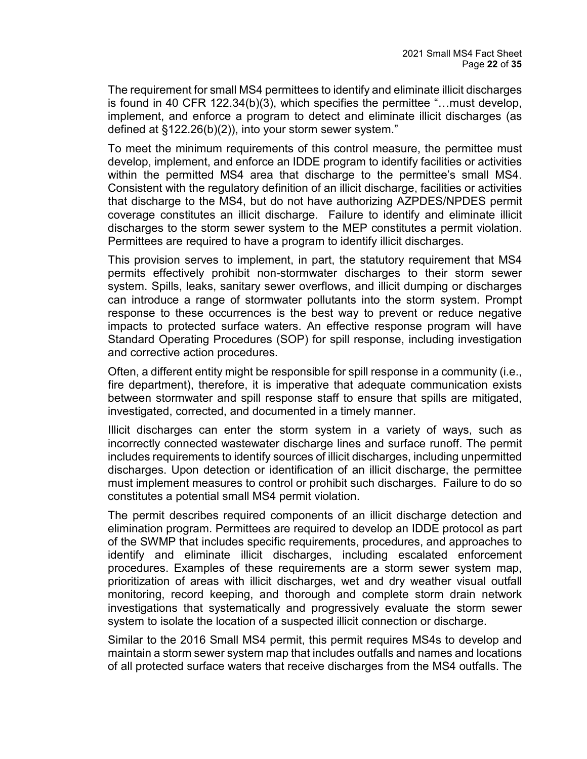The requirement for small MS4 permittees to identify and eliminate illicit discharges is found in 40 CFR 122.34(b)(3), which specifies the permittee "…must develop, implement, and enforce a program to detect and eliminate illicit discharges (as defined at §122.26(b)(2)), into your storm sewer system."

To meet the minimum requirements of this control measure, the permittee must develop, implement, and enforce an IDDE program to identify facilities or activities within the permitted MS4 area that discharge to the permittee's small MS4. Consistent with the regulatory definition of an illicit discharge, facilities or activities that discharge to the MS4, but do not have authorizing AZPDES/NPDES permit coverage constitutes an illicit discharge. Failure to identify and eliminate illicit discharges to the storm sewer system to the MEP constitutes a permit violation. Permittees are required to have a program to identify illicit discharges.

This provision serves to implement, in part, the statutory requirement that MS4 permits effectively prohibit non-stormwater discharges to their storm sewer system. Spills, leaks, sanitary sewer overflows, and illicit dumping or discharges can introduce a range of stormwater pollutants into the storm system. Prompt response to these occurrences is the best way to prevent or reduce negative impacts to protected surface waters. An effective response program will have Standard Operating Procedures (SOP) for spill response, including investigation and corrective action procedures.

Often, a different entity might be responsible for spill response in a community (i.e., fire department), therefore, it is imperative that adequate communication exists between stormwater and spill response staff to ensure that spills are mitigated, investigated, corrected, and documented in a timely manner.

Illicit discharges can enter the storm system in a variety of ways, such as incorrectly connected wastewater discharge lines and surface runoff. The permit includes requirements to identify sources of illicit discharges, including unpermitted discharges. Upon detection or identification of an illicit discharge, the permittee must implement measures to control or prohibit such discharges. Failure to do so constitutes a potential small MS4 permit violation.

The permit describes required components of an illicit discharge detection and elimination program. Permittees are required to develop an IDDE protocol as part of the SWMP that includes specific requirements, procedures, and approaches to identify and eliminate illicit discharges, including escalated enforcement procedures. Examples of these requirements are a storm sewer system map, prioritization of areas with illicit discharges, wet and dry weather visual outfall monitoring, record keeping, and thorough and complete storm drain network investigations that systematically and progressively evaluate the storm sewer system to isolate the location of a suspected illicit connection or discharge.

Similar to the 2016 Small MS4 permit, this permit requires MS4s to develop and maintain a storm sewer system map that includes outfalls and names and locations of all protected surface waters that receive discharges from the MS4 outfalls. The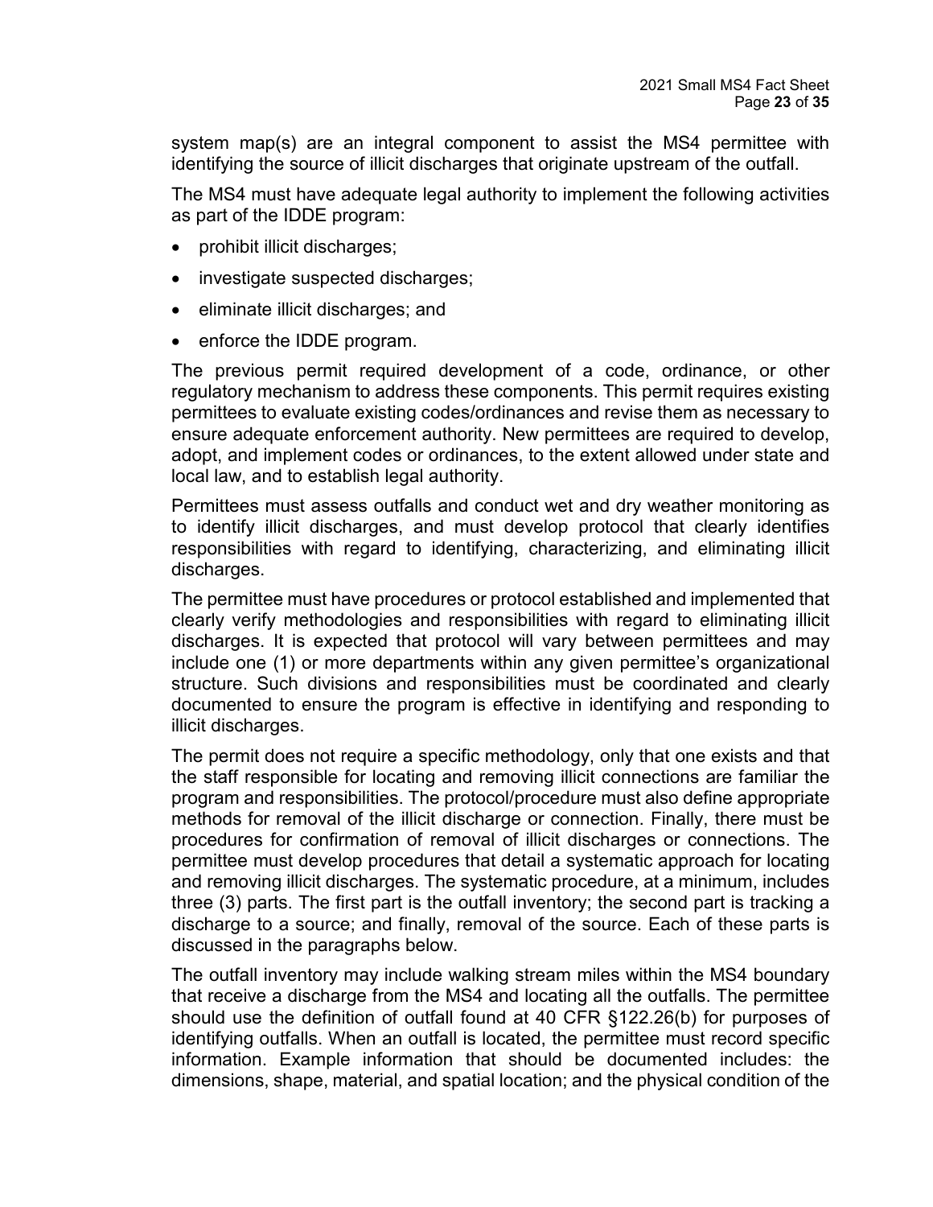system map(s) are an integral component to assist the MS4 permittee with identifying the source of illicit discharges that originate upstream of the outfall.

The MS4 must have adequate legal authority to implement the following activities as part of the IDDE program:

- prohibit illicit discharges;
- investigate suspected discharges;
- eliminate illicit discharges; and
- enforce the IDDE program.

The previous permit required development of a code, ordinance, or other regulatory mechanism to address these components. This permit requires existing permittees to evaluate existing codes/ordinances and revise them as necessary to ensure adequate enforcement authority. New permittees are required to develop, adopt, and implement codes or ordinances, to the extent allowed under state and local law, and to establish legal authority.

Permittees must assess outfalls and conduct wet and dry weather monitoring as to identify illicit discharges, and must develop protocol that clearly identifies responsibilities with regard to identifying, characterizing, and eliminating illicit discharges.

The permittee must have procedures or protocol established and implemented that clearly verify methodologies and responsibilities with regard to eliminating illicit discharges. It is expected that protocol will vary between permittees and may include one (1) or more departments within any given permittee's organizational structure. Such divisions and responsibilities must be coordinated and clearly documented to ensure the program is effective in identifying and responding to illicit discharges.

The permit does not require a specific methodology, only that one exists and that the staff responsible for locating and removing illicit connections are familiar the program and responsibilities. The protocol/procedure must also define appropriate methods for removal of the illicit discharge or connection. Finally, there must be procedures for confirmation of removal of illicit discharges or connections. The permittee must develop procedures that detail a systematic approach for locating and removing illicit discharges. The systematic procedure, at a minimum, includes three (3) parts. The first part is the outfall inventory; the second part is tracking a discharge to a source; and finally, removal of the source. Each of these parts is discussed in the paragraphs below.

The outfall inventory may include walking stream miles within the MS4 boundary that receive a discharge from the MS4 and locating all the outfalls. The permittee should use the definition of outfall found at 40 CFR §122.26(b) for purposes of identifying outfalls. When an outfall is located, the permittee must record specific information. Example information that should be documented includes: the dimensions, shape, material, and spatial location; and the physical condition of the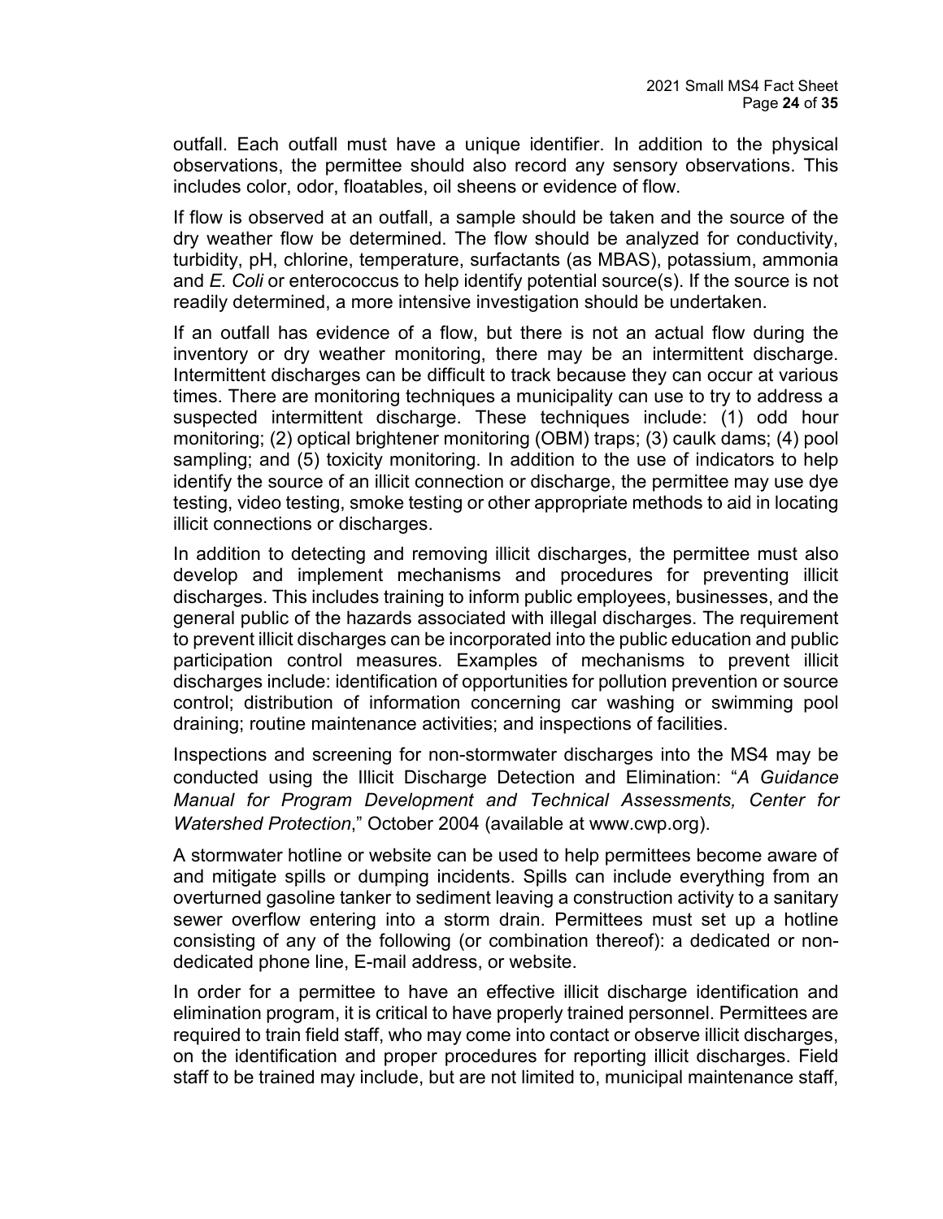outfall. Each outfall must have a unique identifier. In addition to the physical observations, the permittee should also record any sensory observations. This includes color, odor, floatables, oil sheens or evidence of flow.

If flow is observed at an outfall, a sample should be taken and the source of the dry weather flow be determined. The flow should be analyzed for conductivity, turbidity, pH, chlorine, temperature, surfactants (as MBAS), potassium, ammonia and *E. Coli* or enterococcus to help identify potential source(s). If the source is not readily determined, a more intensive investigation should be undertaken.

If an outfall has evidence of a flow, but there is not an actual flow during the inventory or dry weather monitoring, there may be an intermittent discharge. Intermittent discharges can be difficult to track because they can occur at various times. There are monitoring techniques a municipality can use to try to address a suspected intermittent discharge. These techniques include: (1) odd hour monitoring; (2) optical brightener monitoring (OBM) traps; (3) caulk dams; (4) pool sampling; and (5) toxicity monitoring. In addition to the use of indicators to help identify the source of an illicit connection or discharge, the permittee may use dye testing, video testing, smoke testing or other appropriate methods to aid in locating illicit connections or discharges.

In addition to detecting and removing illicit discharges, the permittee must also develop and implement mechanisms and procedures for preventing illicit discharges. This includes training to inform public employees, businesses, and the general public of the hazards associated with illegal discharges. The requirement to prevent illicit discharges can be incorporated into the public education and public participation control measures. Examples of mechanisms to prevent illicit discharges include: identification of opportunities for pollution prevention or source control; distribution of information concerning car washing or swimming pool draining; routine maintenance activities; and inspections of facilities.

Inspections and screening for non-stormwater discharges into the MS4 may be conducted using the Illicit Discharge Detection and Elimination: "*A Guidance Manual for Program Development and Technical Assessments, Center for Watershed Protection*," October 2004 (available at www.cwp.org).

A stormwater hotline or website can be used to help permittees become aware of and mitigate spills or dumping incidents. Spills can include everything from an overturned gasoline tanker to sediment leaving a construction activity to a sanitary sewer overflow entering into a storm drain. Permittees must set up a hotline consisting of any of the following (or combination thereof): a dedicated or non-dedicated phone line, E-mail address, or website.

In order for a permittee to have an effective illicit discharge identification and elimination program, it is critical to have properly trained personnel. Permittees are required to train field staff, who may come into contact or observe illicit discharges, on the identification and proper procedures for reporting illicit discharges. Field staff to be trained may include, but are not limited to, municipal maintenance staff,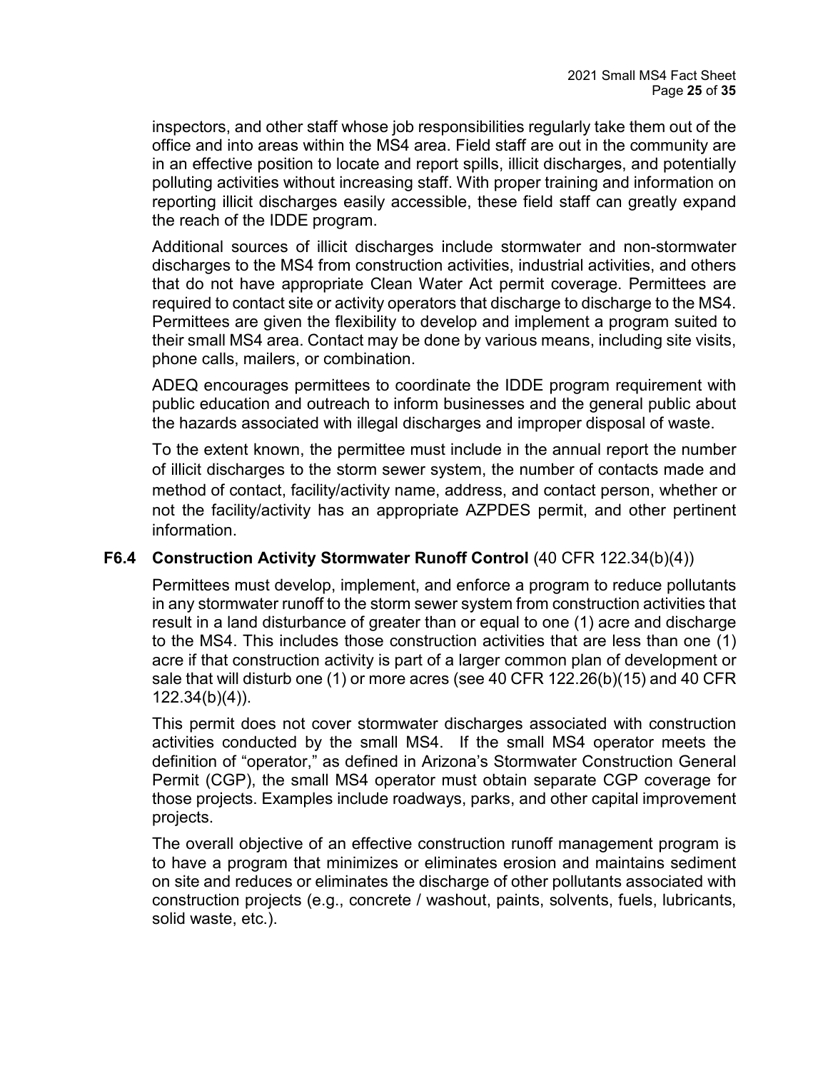inspectors, and other staff whose job responsibilities regularly take them out of the office and into areas within the MS4 area. Field staff are out in the community are in an effective position to locate and report spills, illicit discharges, and potentially polluting activities without increasing staff. With proper training and information on reporting illicit discharges easily accessible, these field staff can greatly expand the reach of the IDDE program.

Additional sources of illicit discharges include stormwater and non-stormwater discharges to the MS4 from construction activities, industrial activities, and others that do not have appropriate Clean Water Act permit coverage. Permittees are required to contact site or activity operators that discharge to discharge to the MS4. Permittees are given the flexibility to develop and implement a program suited to their small MS4 area. Contact may be done by various means, including site visits, phone calls, mailers, or combination.

ADEQ encourages permittees to coordinate the IDDE program requirement with public education and outreach to inform businesses and the general public about the hazards associated with illegal discharges and improper disposal of waste.

To the extent known, the permittee must include in the annual report the number of illicit discharges to the storm sewer system, the number of contacts made and method of contact, facility/activity name, address, and contact person, whether or not the facility/activity has an appropriate AZPDES permit, and other pertinent information.

### F6.4 Construction Activity Stormwater Runoff Control (40 CFR 122.34(b)(4))

Permittees must develop, implement, and enforce a program to reduce pollutants in any stormwater runoff to the storm sewer system from construction activities that result in a land disturbance of greater than or equal to one (1) acre and discharge to the MS4. This includes those construction activities that are less than one (1) acre if that construction activity is part of a larger common plan of development or sale that will disturb one (1) or more acres (see 40 CFR 122.26(b)(15) and 40 CFR 122.34(b)(4)).

This permit does not cover stormwater discharges associated with construction activities conducted by the small MS4. If the small MS4 operator meets the definition of "operator," as defined in Arizona's Stormwater Construction General Permit (CGP), the small MS4 operator must obtain separate CGP coverage for those projects. Examples include roadways, parks, and other capital improvement projects.

The overall objective of an effective construction runoff management program is to have a program that minimizes or eliminates erosion and maintains sediment on site and reduces or eliminates the discharge of other pollutants associated with construction projects (e.g., concrete / washout, paints, solvents, fuels, lubricants, solid waste, etc.).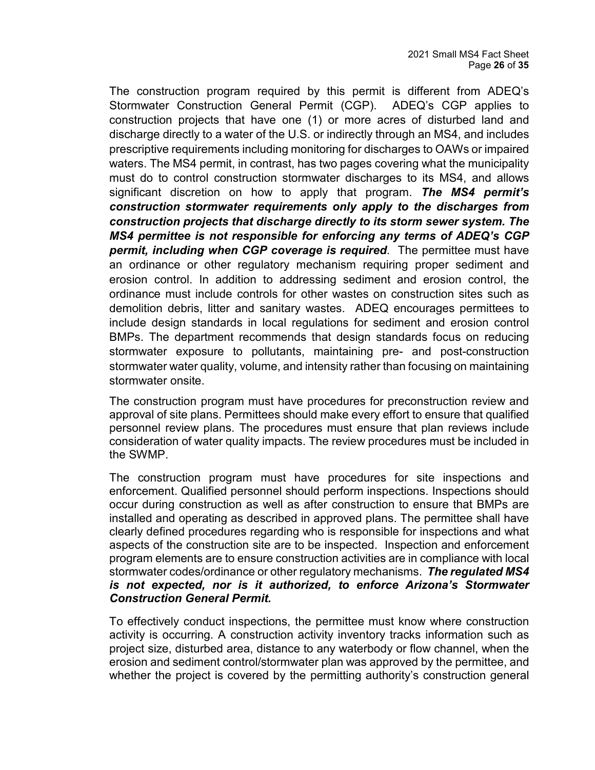The construction program required by this permit is different from ADEQ's Stormwater Construction General Permit (CGP). ADEQ's CGP applies to construction projects that have one (1) or more acres of disturbed land and discharge directly to a water of the U.S. or indirectly through an MS4, and includes prescriptive requirements including monitoring for discharges to OAWs or impaired waters. The MS4 permit, in contrast, has two pages covering what the municipality must do to control construction stormwater discharges to its MS4, and allows significant discretion on how to apply that program. ***The MS4 permit's construction stormwater requirements only apply to the discharges from construction projects that discharge directly to its storm sewer system. The MS4 permittee is not responsible for enforcing any terms of ADEQ's CGP permit, including when CGP coverage is required***. The permittee must have an ordinance or other regulatory mechanism requiring proper sediment and erosion control. In addition to addressing sediment and erosion control, the ordinance must include controls for other wastes on construction sites such as demolition debris, litter and sanitary wastes. ADEQ encourages permittees to include design standards in local regulations for sediment and erosion control BMPs. The department recommends that design standards focus on reducing stormwater exposure to pollutants, maintaining pre- and post-construction stormwater water quality, volume, and intensity rather than focusing on maintaining stormwater onsite.

The construction program must have procedures for preconstruction review and approval of site plans. Permittees should make every effort to ensure that qualified personnel review plans. The procedures must ensure that plan reviews include consideration of water quality impacts. The review procedures must be included in the SWMP.

The construction program must have procedures for site inspections and enforcement. Qualified personnel should perform inspections. Inspections should occur during construction as well as after construction to ensure that BMPs are installed and operating as described in approved plans. The permittee shall have clearly defined procedures regarding who is responsible for inspections and what aspects of the construction site are to be inspected. Inspection and enforcement program elements are to ensure construction activities are in compliance with local stormwater codes/ordinance or other regulatory mechanisms. ***The regulated MS4 is not expected, nor is it authorized, to enforce Arizona's Stormwater Construction General Permit.***

To effectively conduct inspections, the permittee must know where construction activity is occurring. A construction activity inventory tracks information such as project size, disturbed area, distance to any waterbody or flow channel, when the erosion and sediment control/stormwater plan was approved by the permittee, and whether the project is covered by the permitting authority's construction general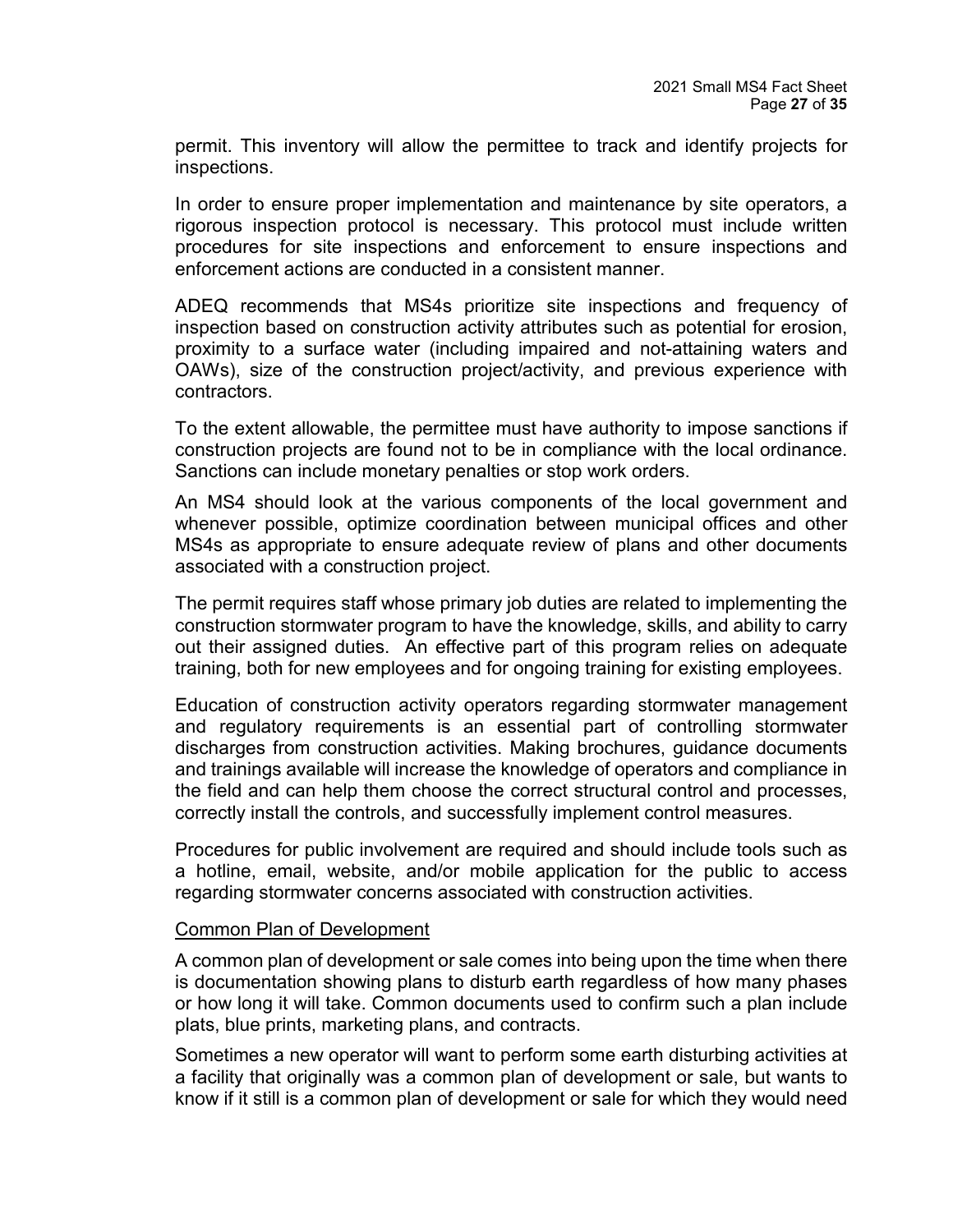permit. This inventory will allow the permittee to track and identify projects for inspections.

In order to ensure proper implementation and maintenance by site operators, a rigorous inspection protocol is necessary. This protocol must include written procedures for site inspections and enforcement to ensure inspections and enforcement actions are conducted in a consistent manner.

ADEQ recommends that MS4s prioritize site inspections and frequency of inspection based on construction activity attributes such as potential for erosion, proximity to a surface water (including impaired and not-attaining waters and OAWs), size of the construction project/activity, and previous experience with contractors.

To the extent allowable, the permittee must have authority to impose sanctions if construction projects are found not to be in compliance with the local ordinance. Sanctions can include monetary penalties or stop work orders.

An MS4 should look at the various components of the local government and whenever possible, optimize coordination between municipal offices and other MS4s as appropriate to ensure adequate review of plans and other documents associated with a construction project.

The permit requires staff whose primary job duties are related to implementing the construction stormwater program to have the knowledge, skills, and ability to carry out their assigned duties. An effective part of this program relies on adequate training, both for new employees and for ongoing training for existing employees.

Education of construction activity operators regarding stormwater management and regulatory requirements is an essential part of controlling stormwater discharges from construction activities. Making brochures, guidance documents and trainings available will increase the knowledge of operators and compliance in the field and can help them choose the correct structural control and processes, correctly install the controls, and successfully implement control measures.

Procedures for public involvement are required and should include tools such as a hotline, email, website, and/or mobile application for the public to access regarding stormwater concerns associated with construction activities.

<u>Common Plan of Development</u>

A common plan of development or sale comes into being upon the time when there is documentation showing plans to disturb earth regardless of how many phases or how long it will take. Common documents used to confirm such a plan include plats, blue prints, marketing plans, and contracts.

Sometimes a new operator will want to perform some earth disturbing activities at a facility that originally was a common plan of development or sale, but wants to know if it still is a common plan of development or sale for which they would need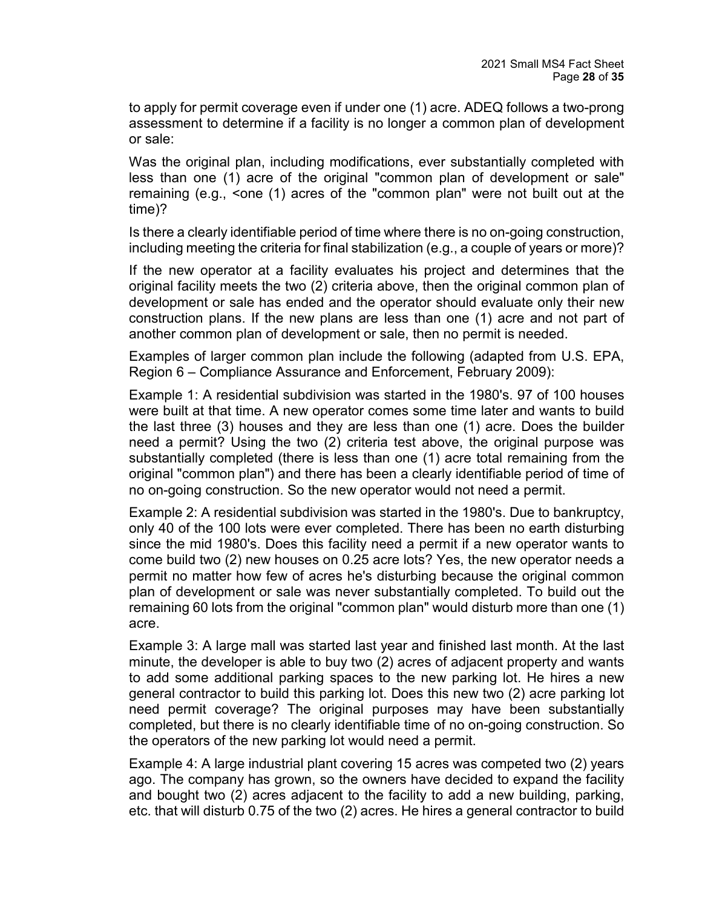to apply for permit coverage even if under one (1) acre. ADEQ follows a two-prong assessment to determine if a facility is no longer a common plan of development or sale:

Was the original plan, including modifications, ever substantially completed with less than one (1) acre of the original "common plan of development or sale" remaining (e.g., <one (1) acres of the "common plan" were not built out at the time)?

Is there a clearly identifiable period of time where there is no on-going construction, including meeting the criteria for final stabilization (e.g., a couple of years or more)?

If the new operator at a facility evaluates his project and determines that the original facility meets the two (2) criteria above, then the original common plan of development or sale has ended and the operator should evaluate only their new construction plans. If the new plans are less than one (1) acre and not part of another common plan of development or sale, then no permit is needed.

Examples of larger common plan include the following (adapted from U.S. EPA, Region 6 – Compliance Assurance and Enforcement, February 2009):

Example 1: A residential subdivision was started in the 1980's. 97 of 100 houses were built at that time. A new operator comes some time later and wants to build the last three (3) houses and they are less than one (1) acre. Does the builder need a permit? Using the two (2) criteria test above, the original purpose was substantially completed (there is less than one (1) acre total remaining from the original "common plan") and there has been a clearly identifiable period of time of no on-going construction. So the new operator would not need a permit.

Example 2: A residential subdivision was started in the 1980's. Due to bankruptcy, only 40 of the 100 lots were ever completed. There has been no earth disturbing since the mid 1980's. Does this facility need a permit if a new operator wants to come build two (2) new houses on 0.25 acre lots? Yes, the new operator needs a permit no matter how few of acres he's disturbing because the original common plan of development or sale was never substantially completed. To build out the remaining 60 lots from the original "common plan" would disturb more than one (1) acre.

Example 3: A large mall was started last year and finished last month. At the last minute, the developer is able to buy two (2) acres of adjacent property and wants to add some additional parking spaces to the new parking lot. He hires a new general contractor to build this parking lot. Does this new two (2) acre parking lot need permit coverage? The original purposes may have been substantially completed, but there is no clearly identifiable time of no on-going construction. So the operators of the new parking lot would need a permit.

Example 4: A large industrial plant covering 15 acres was competed two (2) years ago. The company has grown, so the owners have decided to expand the facility and bought two (2) acres adjacent to the facility to add a new building, parking, etc. that will disturb 0.75 of the two (2) acres. He hires a general contractor to build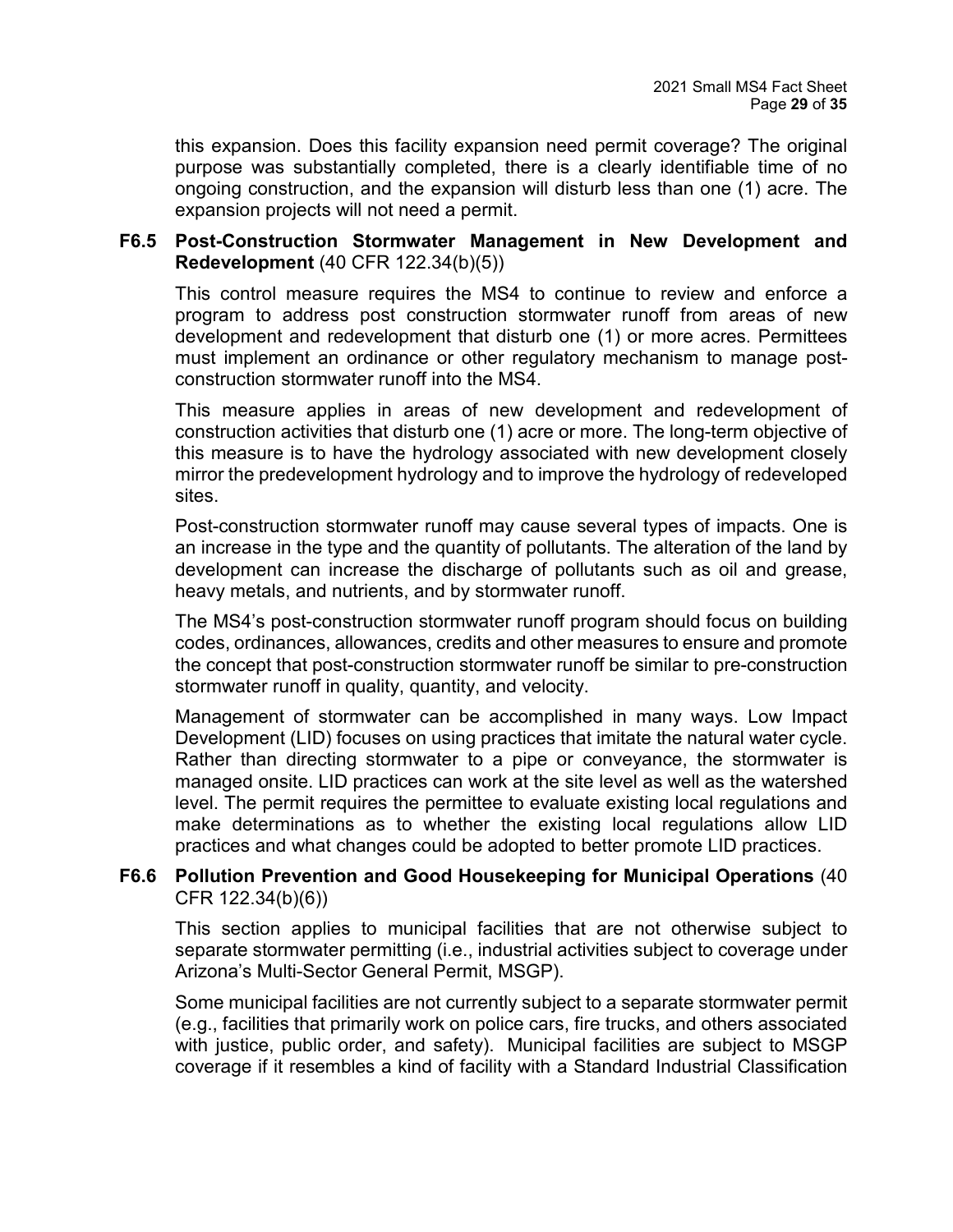this expansion. Does this facility expansion need permit coverage? The original purpose was substantially completed, there is a clearly identifiable time of no ongoing construction, and the expansion will disturb less than one (1) acre. The expansion projects will not need a permit.

### F6.5 Post-Construction Stormwater Management in New Development and Redevelopment (40 CFR 122.34(b)(5))

This control measure requires the MS4 to continue to review and enforce a program to address post construction stormwater runoff from areas of new development and redevelopment that disturb one (1) or more acres. Permittees must implement an ordinance or other regulatory mechanism to manage post-construction stormwater runoff into the MS4.

This measure applies in areas of new development and redevelopment of construction activities that disturb one (1) acre or more. The long-term objective of this measure is to have the hydrology associated with new development closely mirror the predevelopment hydrology and to improve the hydrology of redeveloped sites.

Post-construction stormwater runoff may cause several types of impacts. One is an increase in the type and the quantity of pollutants. The alteration of the land by development can increase the discharge of pollutants such as oil and grease, heavy metals, and nutrients, and by stormwater runoff.

The MS4's post-construction stormwater runoff program should focus on building codes, ordinances, allowances, credits and other measures to ensure and promote the concept that post-construction stormwater runoff be similar to pre-construction stormwater runoff in quality, quantity, and velocity.

Management of stormwater can be accomplished in many ways. Low Impact Development (LID) focuses on using practices that imitate the natural water cycle. Rather than directing stormwater to a pipe or conveyance, the stormwater is managed onsite. LID practices can work at the site level as well as the watershed level. The permit requires the permittee to evaluate existing local regulations and make determinations as to whether the existing local regulations allow LID practices and what changes could be adopted to better promote LID practices.

### F6.6 Pollution Prevention and Good Housekeeping for Municipal Operations (40 CFR 122.34(b)(6))

This section applies to municipal facilities that are not otherwise subject to separate stormwater permitting (i.e., industrial activities subject to coverage under Arizona's Multi-Sector General Permit, MSGP).

Some municipal facilities are not currently subject to a separate stormwater permit (e.g., facilities that primarily work on police cars, fire trucks, and others associated with justice, public order, and safety). Municipal facilities are subject to MSGP coverage if it resembles a kind of facility with a Standard Industrial Classification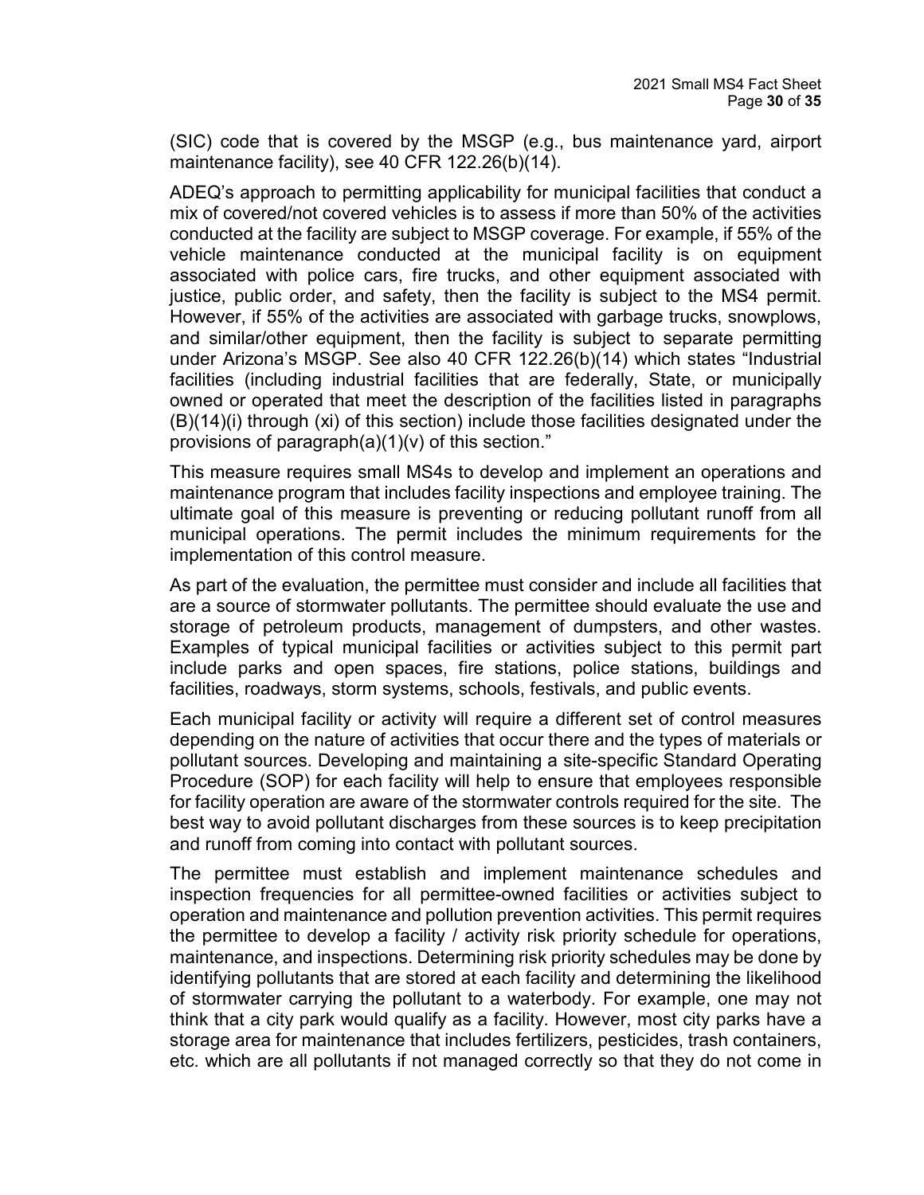(SIC) code that is covered by the MSGP (e.g., bus maintenance yard, airport maintenance facility), see 40 CFR 122.26(b)(14).

ADEQ's approach to permitting applicability for municipal facilities that conduct a mix of covered/not covered vehicles is to assess if more than 50% of the activities conducted at the facility are subject to MSGP coverage. For example, if 55% of the vehicle maintenance conducted at the municipal facility is on equipment associated with police cars, fire trucks, and other equipment associated with justice, public order, and safety, then the facility is subject to the MS4 permit. However, if 55% of the activities are associated with garbage trucks, snowplows, and similar/other equipment, then the facility is subject to separate permitting under Arizona's MSGP. See also 40 CFR 122.26(b)(14) which states "Industrial facilities (including industrial facilities that are federally, State, or municipally owned or operated that meet the description of the facilities listed in paragraphs (B)(14)(i) through (xi) of this section) include those facilities designated under the provisions of paragraph(a)(1)(v) of this section."

This measure requires small MS4s to develop and implement an operations and maintenance program that includes facility inspections and employee training. The ultimate goal of this measure is preventing or reducing pollutant runoff from all municipal operations. The permit includes the minimum requirements for the implementation of this control measure.

As part of the evaluation, the permittee must consider and include all facilities that are a source of stormwater pollutants. The permittee should evaluate the use and storage of petroleum products, management of dumpsters, and other wastes. Examples of typical municipal facilities or activities subject to this permit part include parks and open spaces, fire stations, police stations, buildings and facilities, roadways, storm systems, schools, festivals, and public events.

Each municipal facility or activity will require a different set of control measures depending on the nature of activities that occur there and the types of materials or pollutant sources. Developing and maintaining a site-specific Standard Operating Procedure (SOP) for each facility will help to ensure that employees responsible for facility operation are aware of the stormwater controls required for the site. The best way to avoid pollutant discharges from these sources is to keep precipitation and runoff from coming into contact with pollutant sources.

The permittee must establish and implement maintenance schedules and inspection frequencies for all permittee-owned facilities or activities subject to operation and maintenance and pollution prevention activities. This permit requires the permittee to develop a facility / activity risk priority schedule for operations, maintenance, and inspections. Determining risk priority schedules may be done by identifying pollutants that are stored at each facility and determining the likelihood of stormwater carrying the pollutant to a waterbody. For example, one may not think that a city park would qualify as a facility. However, most city parks have a storage area for maintenance that includes fertilizers, pesticides, trash containers, etc. which are all pollutants if not managed correctly so that they do not come in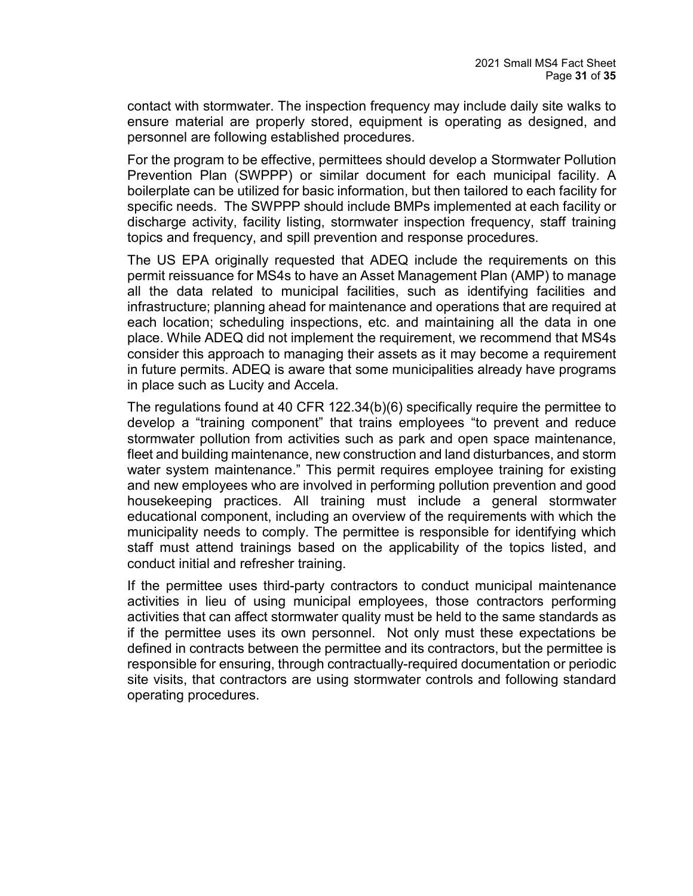contact with stormwater. The inspection frequency may include daily site walks to ensure material are properly stored, equipment is operating as designed, and personnel are following established procedures.

For the program to be effective, permittees should develop a Stormwater Pollution Prevention Plan (SWPPP) or similar document for each municipal facility. A boilerplate can be utilized for basic information, but then tailored to each facility for specific needs. The SWPPP should include BMPs implemented at each facility or discharge activity, facility listing, stormwater inspection frequency, staff training topics and frequency, and spill prevention and response procedures.

The US EPA originally requested that ADEQ include the requirements on this permit reissuance for MS4s to have an Asset Management Plan (AMP) to manage all the data related to municipal facilities, such as identifying facilities and infrastructure; planning ahead for maintenance and operations that are required at each location; scheduling inspections, etc. and maintaining all the data in one place. While ADEQ did not implement the requirement, we recommend that MS4s consider this approach to managing their assets as it may become a requirement in future permits. ADEQ is aware that some municipalities already have programs in place such as Lucity and Accela.

The regulations found at 40 CFR 122.34(b)(6) specifically require the permittee to develop a "training component" that trains employees "to prevent and reduce stormwater pollution from activities such as park and open space maintenance, fleet and building maintenance, new construction and land disturbances, and storm water system maintenance." This permit requires employee training for existing and new employees who are involved in performing pollution prevention and good housekeeping practices. All training must include a general stormwater educational component, including an overview of the requirements with which the municipality needs to comply. The permittee is responsible for identifying which staff must attend trainings based on the applicability of the topics listed, and conduct initial and refresher training.

If the permittee uses third-party contractors to conduct municipal maintenance activities in lieu of using municipal employees, those contractors performing activities that can affect stormwater quality must be held to the same standards as if the permittee uses its own personnel. Not only must these expectations be defined in contracts between the permittee and its contractors, but the permittee is responsible for ensuring, through contractually-required documentation or periodic site visits, that contractors are using stormwater controls and following standard operating procedures.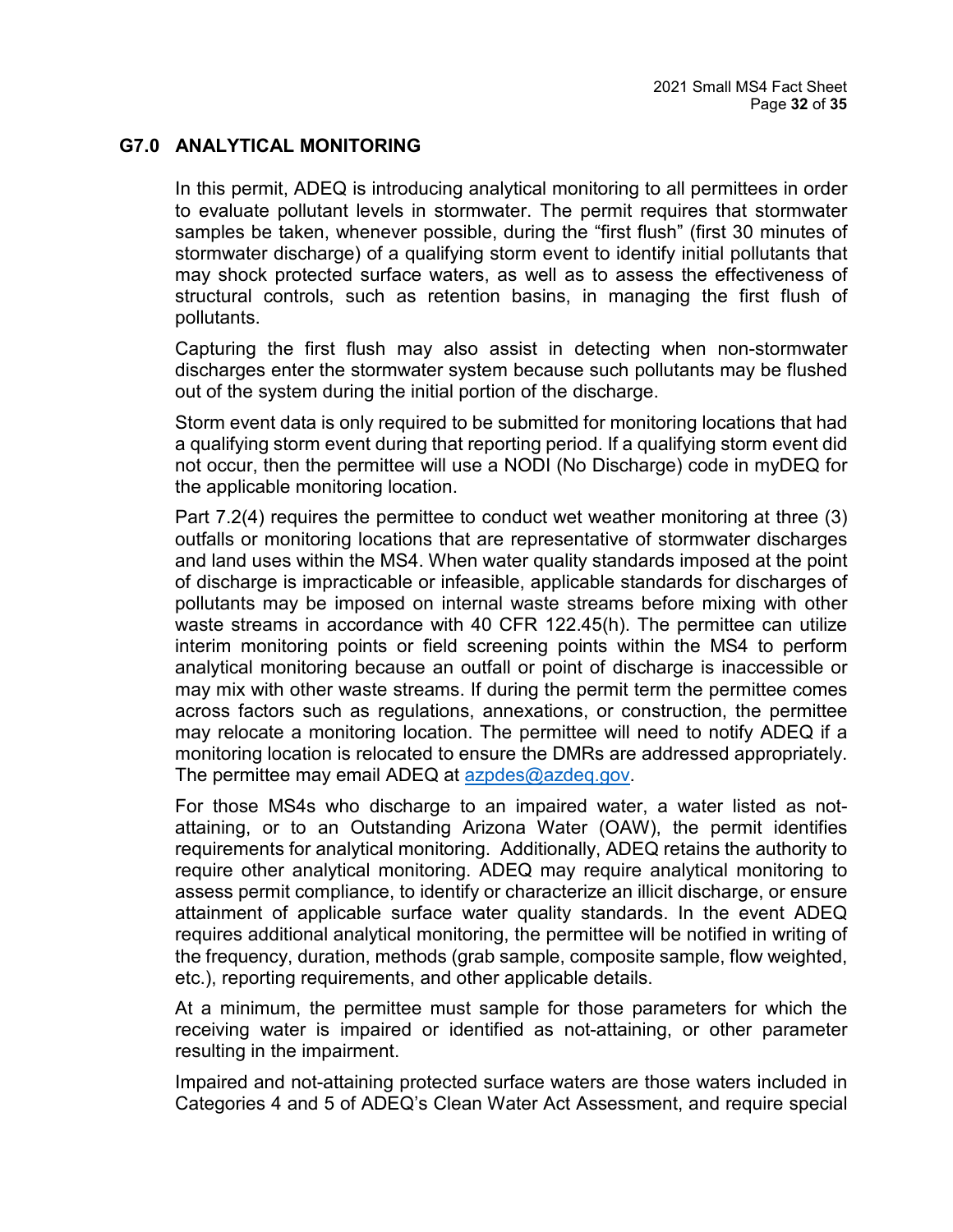## G7.0 ANALYTICAL MONITORING

In this permit, ADEQ is introducing analytical monitoring to all permittees in order to evaluate pollutant levels in stormwater. The permit requires that stormwater samples be taken, whenever possible, during the "first flush" (first 30 minutes of stormwater discharge) of a qualifying storm event to identify initial pollutants that may shock protected surface waters, as well as to assess the effectiveness of structural controls, such as retention basins, in managing the first flush of pollutants.

Capturing the first flush may also assist in detecting when non-stormwater discharges enter the stormwater system because such pollutants may be flushed out of the system during the initial portion of the discharge.

Storm event data is only required to be submitted for monitoring locations that had a qualifying storm event during that reporting period. If a qualifying storm event did not occur, then the permittee will use a NODI (No Discharge) code in myDEQ for the applicable monitoring location.

Part 7.2(4) requires the permittee to conduct wet weather monitoring at three (3) outfalls or monitoring locations that are representative of stormwater discharges and land uses within the MS4. When water quality standards imposed at the point of discharge is impracticable or infeasible, applicable standards for discharges of pollutants may be imposed on internal waste streams before mixing with other waste streams in accordance with 40 CFR 122.45(h). The permittee can utilize interim monitoring points or field screening points within the MS4 to perform analytical monitoring because an outfall or point of discharge is inaccessible or may mix with other waste streams. If during the permit term the permittee comes across factors such as regulations, annexations, or construction, the permittee may relocate a monitoring location. The permittee will need to notify ADEQ if a monitoring location is relocated to ensure the DMRs are addressed appropriately. The permittee may email ADEQ at azpdes@azdeq.gov.

For those MS4s who discharge to an impaired water, a water listed as not-attaining, or to an Outstanding Arizona Water (OAW), the permit identifies requirements for analytical monitoring. Additionally, ADEQ retains the authority to require other analytical monitoring. ADEQ may require analytical monitoring to assess permit compliance, to identify or characterize an illicit discharge, or ensure attainment of applicable surface water quality standards. In the event ADEQ requires additional analytical monitoring, the permittee will be notified in writing of the frequency, duration, methods (grab sample, composite sample, flow weighted, etc.), reporting requirements, and other applicable details.

At a minimum, the permittee must sample for those parameters for which the receiving water is impaired or identified as not-attaining, or other parameter resulting in the impairment.

Impaired and not-attaining protected surface waters are those waters included in Categories 4 and 5 of ADEQ's Clean Water Act Assessment, and require special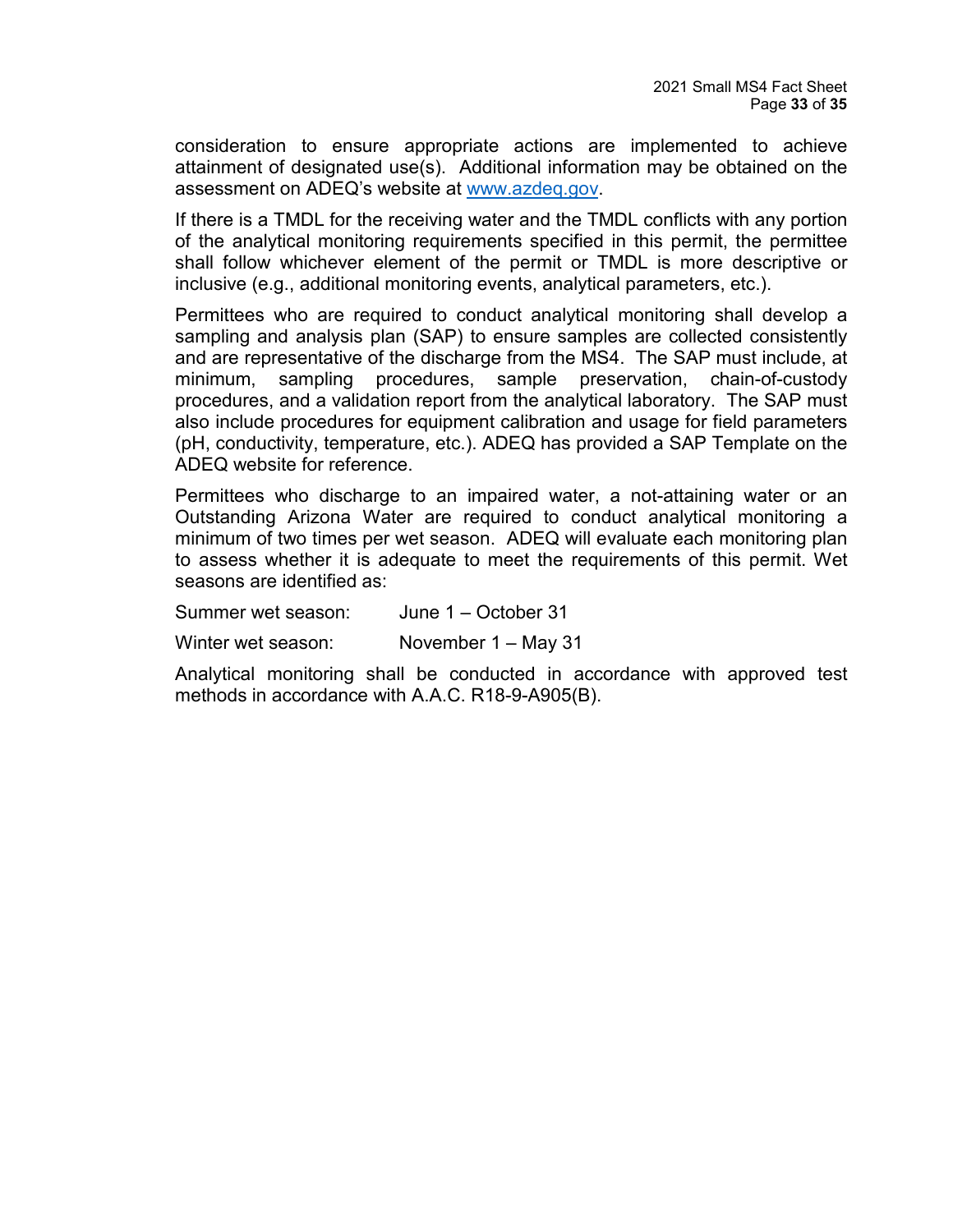consideration to ensure appropriate actions are implemented to achieve attainment of designated use(s). Additional information may be obtained on the assessment on ADEQ's website at [www.azdeq.gov](http://www.azdeq.gov).

If there is a TMDL for the receiving water and the TMDL conflicts with any portion of the analytical monitoring requirements specified in this permit, the permittee shall follow whichever element of the permit or TMDL is more descriptive or inclusive (e.g., additional monitoring events, analytical parameters, etc.).

Permittees who are required to conduct analytical monitoring shall develop a sampling and analysis plan (SAP) to ensure samples are collected consistently and are representative of the discharge from the MS4. The SAP must include, at minimum, sampling procedures, sample preservation, chain-of-custody procedures, and a validation report from the analytical laboratory. The SAP must also include procedures for equipment calibration and usage for field parameters (pH, conductivity, temperature, etc.). ADEQ has provided a SAP Template on the ADEQ website for reference.

Permittees who discharge to an impaired water, a not-attaining water or an Outstanding Arizona Water are required to conduct analytical monitoring a minimum of two times per wet season. ADEQ will evaluate each monitoring plan to assess whether it is adequate to meet the requirements of this permit. Wet seasons are identified as:

Summer wet season: June 1 – October 31

Winter wet season: November 1 – May 31

Analytical monitoring shall be conducted in accordance with approved test methods in accordance with A.A.C. R18-9-A905(B).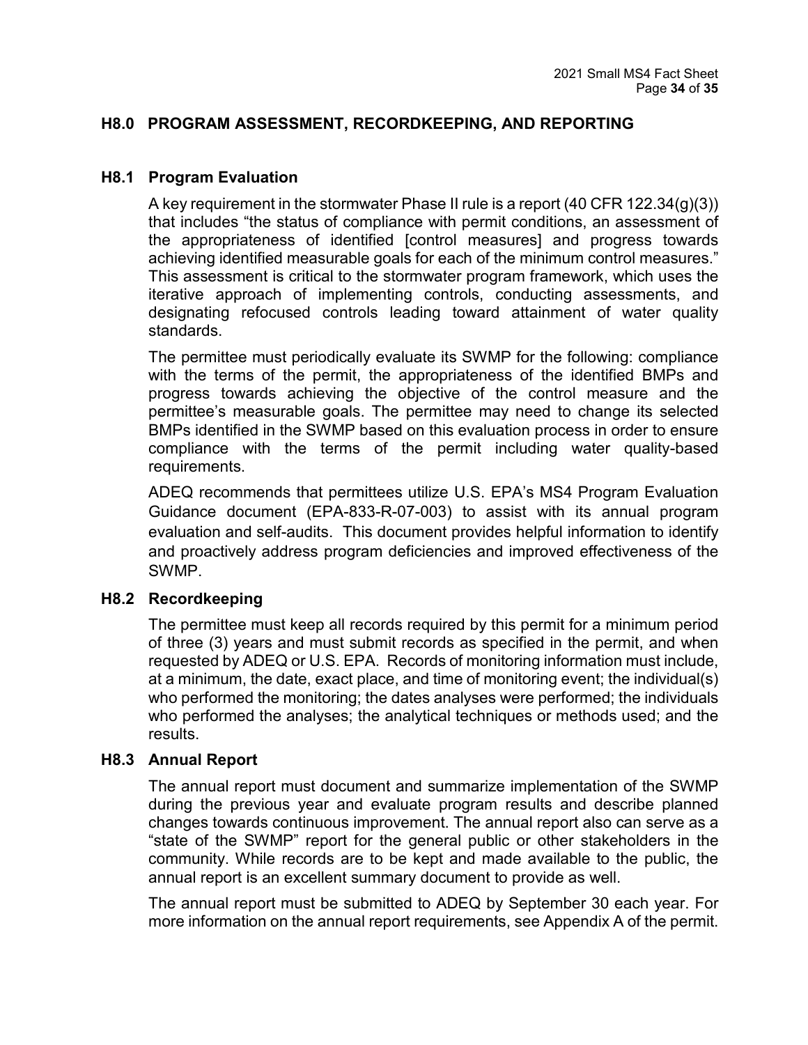## H8.0 PROGRAM ASSESSMENT, RECORDKEEPING, AND REPORTING

### H8.1 Program Evaluation

A key requirement in the stormwater Phase II rule is a report (40 CFR 122.34(g)(3)) that includes "the status of compliance with permit conditions, an assessment of the appropriateness of identified [control measures] and progress towards achieving identified measurable goals for each of the minimum control measures." This assessment is critical to the stormwater program framework, which uses the iterative approach of implementing controls, conducting assessments, and designating refocused controls leading toward attainment of water quality standards.

The permittee must periodically evaluate its SWMP for the following: compliance with the terms of the permit, the appropriateness of the identified BMPs and progress towards achieving the objective of the control measure and the permittee's measurable goals. The permittee may need to change its selected BMPs identified in the SWMP based on this evaluation process in order to ensure compliance with the terms of the permit including water quality-based requirements.

ADEQ recommends that permittees utilize U.S. EPA's MS4 Program Evaluation Guidance document (EPA-833-R-07-003) to assist with its annual program evaluation and self-audits. This document provides helpful information to identify and proactively address program deficiencies and improved effectiveness of the SWMP.

### H8.2 Recordkeeping

The permittee must keep all records required by this permit for a minimum period of three (3) years and must submit records as specified in the permit, and when requested by ADEQ or U.S. EPA. Records of monitoring information must include, at a minimum, the date, exact place, and time of monitoring event; the individual(s) who performed the monitoring; the dates analyses were performed; the individuals who performed the analyses; the analytical techniques or methods used; and the results.

### H8.3 Annual Report

The annual report must document and summarize implementation of the SWMP during the previous year and evaluate program results and describe planned changes towards continuous improvement. The annual report also can serve as a "state of the SWMP" report for the general public or other stakeholders in the community. While records are to be kept and made available to the public, the annual report is an excellent summary document to provide as well.

The annual report must be submitted to ADEQ by September 30 each year. For more information on the annual report requirements, see Appendix A of the permit.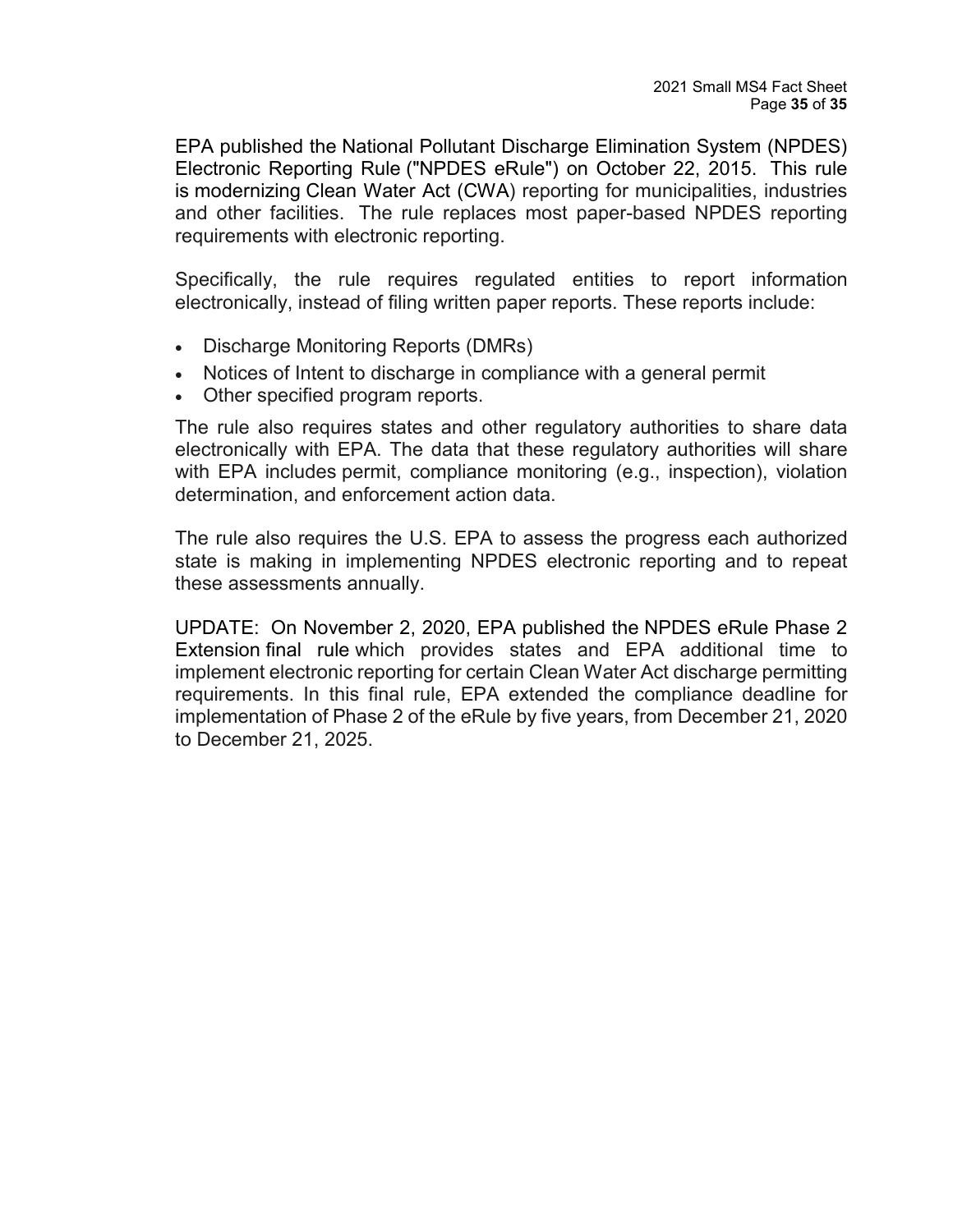EPA published the National Pollutant Discharge Elimination System (NPDES) Electronic Reporting Rule ("NPDES eRule") on October 22, 2015. This rule is modernizing Clean Water Act (CWA) reporting for municipalities, industries and other facilities. The rule replaces most paper-based NPDES reporting requirements with electronic reporting.

Specifically, the rule requires regulated entities to report information electronically, instead of filing written paper reports. These reports include:

- Discharge Monitoring Reports (DMRs)
- Notices of Intent to discharge in compliance with a general permit
- Other specified program reports.

The rule also requires states and other regulatory authorities to share data electronically with EPA. The data that these regulatory authorities will share with EPA includes permit, compliance monitoring (e.g., inspection), violation determination, and enforcement action data.

The rule also requires the U.S. EPA to assess the progress each authorized state is making in implementing NPDES electronic reporting and to repeat these assessments annually.

UPDATE: On November 2, 2020, EPA published the NPDES eRule Phase 2 Extension final rule which provides states and EPA additional time to implement electronic reporting for certain Clean Water Act discharge permitting requirements. In this final rule, EPA extended the compliance deadline for implementation of Phase 2 of the eRule by five years, from December 21, 2020 to December 21, 2025.